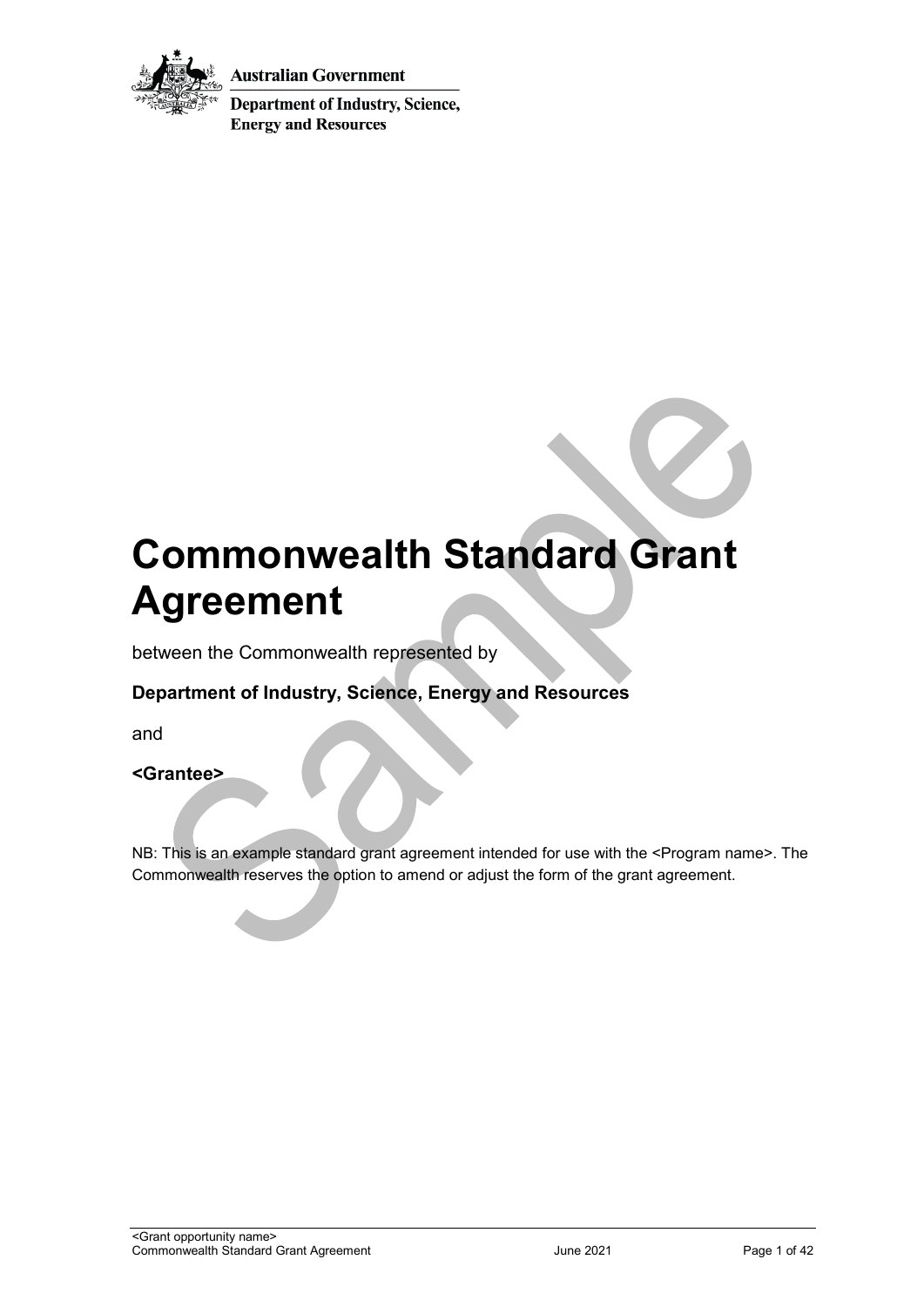Australian Government

Department of Industry, Science, Energy and Resources

# Commonwealth Standard Grant Agreement

between the Commonwealth represented by

**Department of Industry, Science, Energy and Resources**

and

**<Grantee>**

NB: This is an example standard grant agreement intended for use with the <Program name>. The Commonwealth reserves the option to amend or adjust the form of the grant agreement.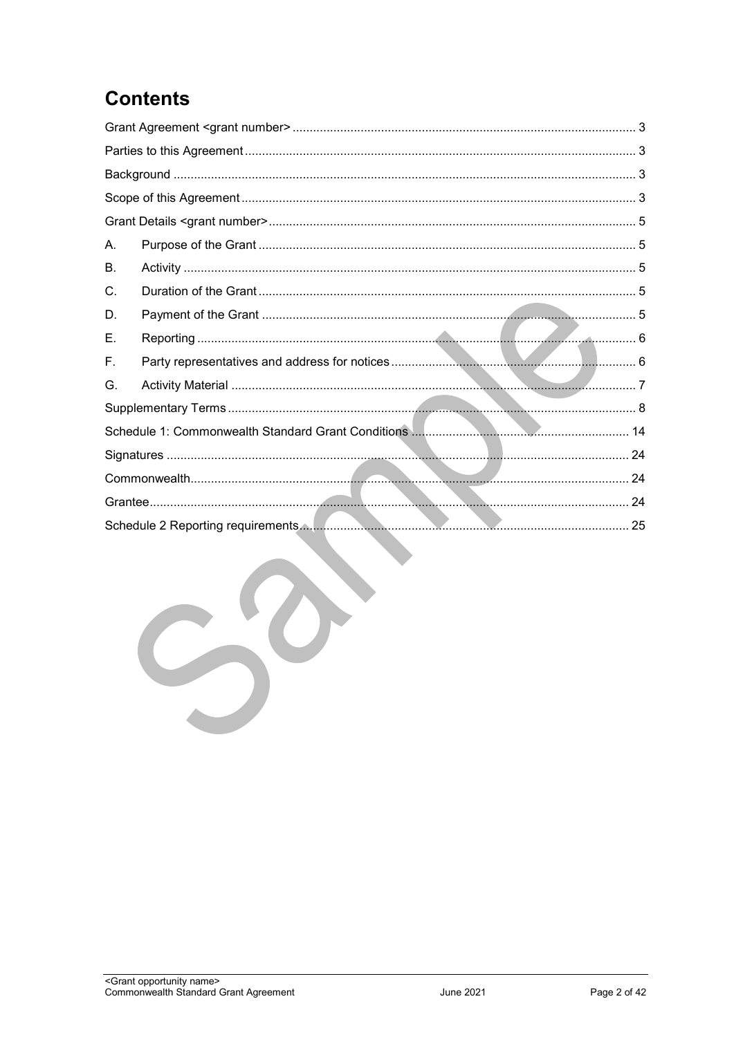# Contents

| | | |
|---|---|---|
| Grant Agreement <grant number> | | 3 |
| Parties to this Agreement | | 3 |
| Background | | 3 |
| Scope of this Agreement | | 3 |
| Grant Details <grant number> | | 5 |
| A. | Purpose of the Grant | 5 |
| B. | Activity | 5 |
| C. | Duration of the Grant | 5 |
| D. | Payment of the Grant | 5 |
| E. | Reporting | 6 |
| F. | Party representatives and address for notices | 6 |
| G. | Activity Material | 7 |
| Supplementary Terms | | 8 |
| Schedule 1: Commonwealth Standard Grant Conditions | | 14 |
| Signatures | | 24 |
| Commonwealth | | 24 |
| Grantee | | 24 |
| Schedule 2 Reporting requirements | | 25 |

Sample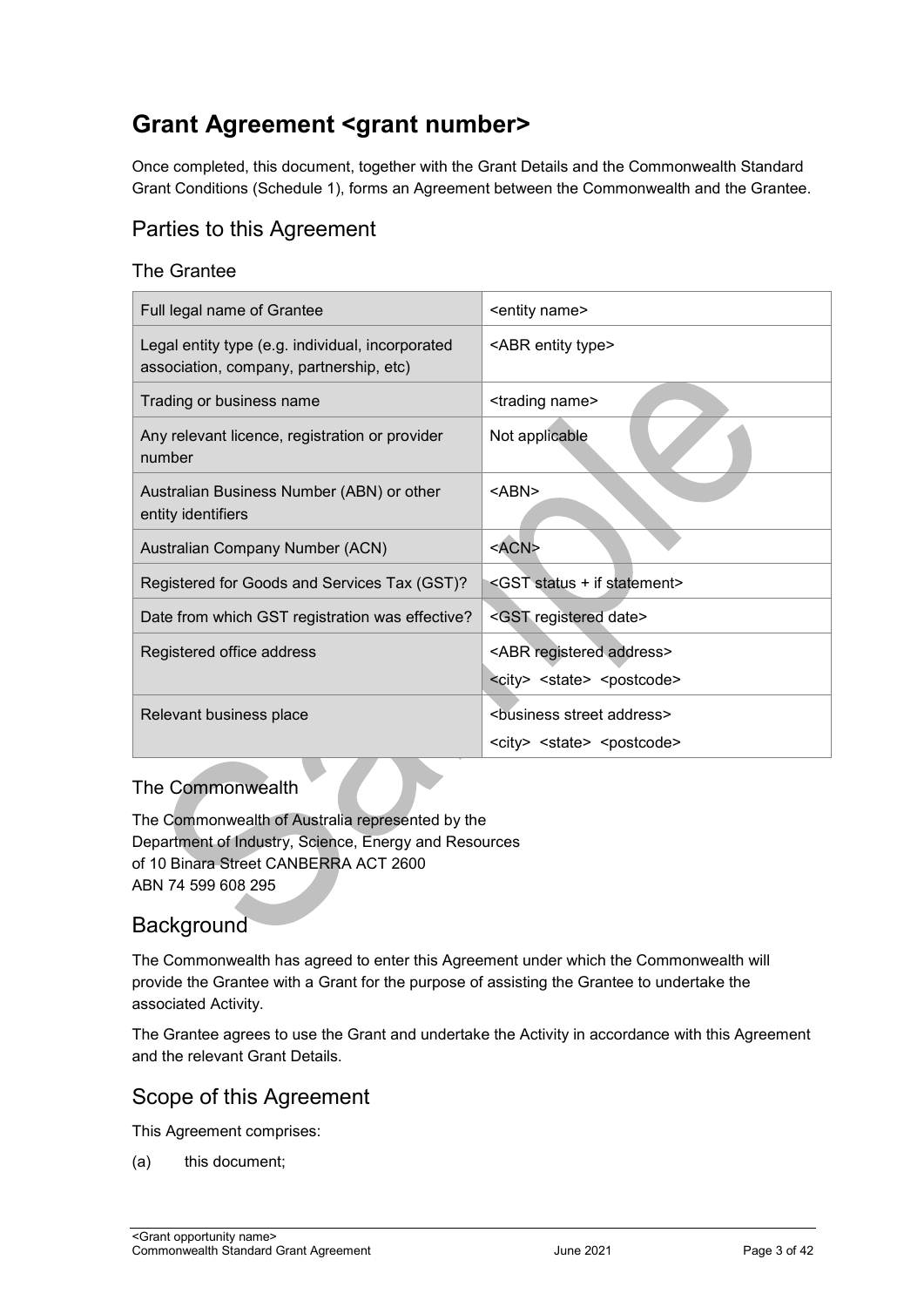# Grant Agreement <grant number>

Once completed, this document, together with the Grant Details and the Commonwealth Standard Grant Conditions (Schedule 1), forms an Agreement between the Commonwealth and the Grantee.

## Parties to this Agreement

### The Grantee

| Full legal name of Grantee | <entity name> |
|---|---|
| Legal entity type (e.g. individual, incorporated association, company, partnership, etc) | <ABR entity type> |
| Trading or business name | <trading name> |
| Any relevant licence, registration or provider number | Not applicable |
| Australian Business Number (ABN) or other entity identifiers | <ABN> |
| Australian Company Number (ACN) | <ACN> |
| Registered for Goods and Services Tax (GST)? | <GST status + if statement> |
| Date from which GST registration was effective? | <GST registered date> |
| Registered office address | <ABR registered address><br><city> <state> <postcode> |
| Relevant business place | <business street address><br><city> <state> <postcode> |

### The Commonwealth

The Commonwealth of Australia represented by the
Department of Industry, Science, Energy and Resources
of 10 Binara Street CANBERRA ACT 2600
ABN 74 599 608 295

## Background

The Commonwealth has agreed to enter this Agreement under which the Commonwealth will provide the Grantee with a Grant for the purpose of assisting the Grantee to undertake the associated Activity.

The Grantee agrees to use the Grant and undertake the Activity in accordance with this Agreement and the relevant Grant Details.

## Scope of this Agreement

This Agreement comprises:

(a) this document;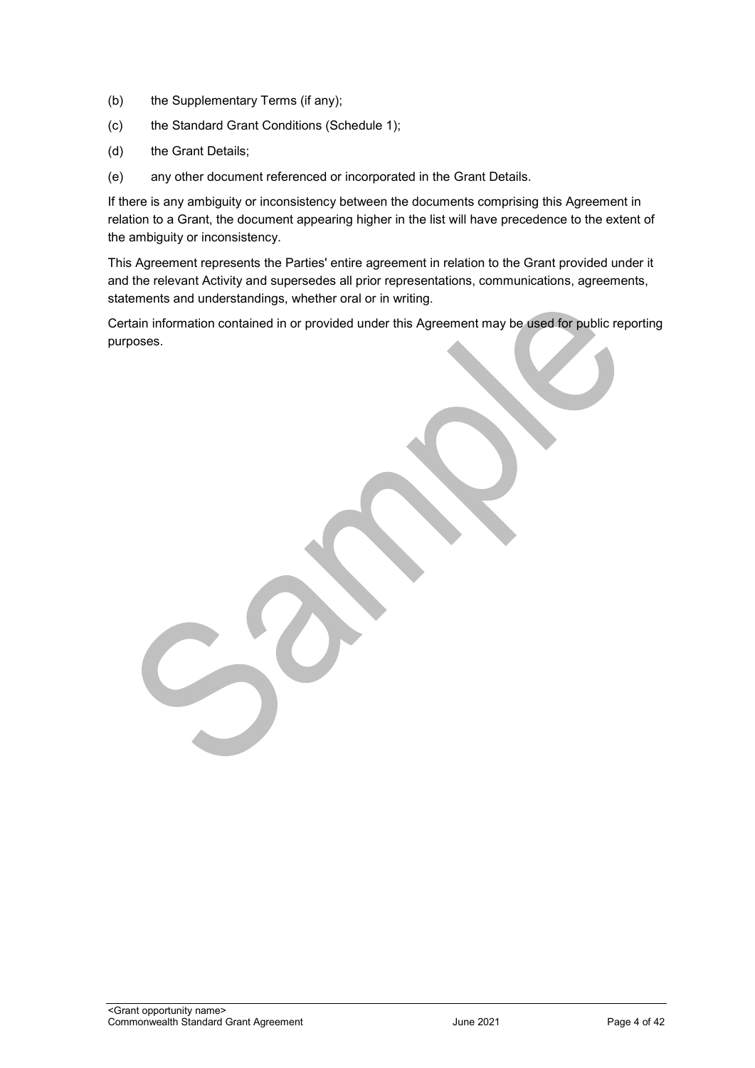(b) the Supplementary Terms (if any);

(c) the Standard Grant Conditions (Schedule 1);

(d) the Grant Details;

(e) any other document referenced or incorporated in the Grant Details.

If there is any ambiguity or inconsistency between the documents comprising this Agreement in relation to a Grant, the document appearing higher in the list will have precedence to the extent of the ambiguity or inconsistency.

This Agreement represents the Parties' entire agreement in relation to the Grant provided under it and the relevant Activity and supersedes all prior representations, communications, agreements, statements and understandings, whether oral or in writing.

Certain information contained in or provided under this Agreement may be used for public reporting purposes.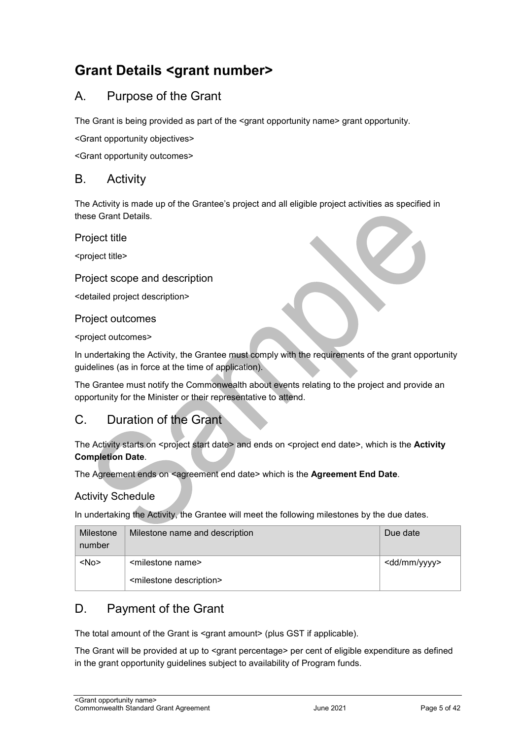# Grant Details <grant number>

## A. Purpose of the Grant

The Grant is being provided as part of the <grant opportunity name> grant opportunity.

<Grant opportunity objectives>

<Grant opportunity outcomes>

## B. Activity

The Activity is made up of the Grantee's project and all eligible project activities as specified in these Grant Details.

### Project title

<project title>

### Project scope and description

<detailed project description>

### Project outcomes

<project outcomes>

In undertaking the Activity, the Grantee must comply with the requirements of the grant opportunity guidelines (as in force at the time of application).

The Grantee must notify the Commonwealth about events relating to the project and provide an opportunity for the Minister or their representative to attend.

## C. Duration of the Grant

The Activity starts on <project start date> and ends on <project end date>, which is the **Activity Completion Date**.

The Agreement ends on <agreement end date> which is the **Agreement End Date**.

### Activity Schedule

In undertaking the Activity, the Grantee will meet the following milestones by the due dates.

| Milestone number | Milestone name and description | Due date |
|---|---|---|
| <No> | <milestone name><br><milestone description> | <dd/mm/yyyy> |

## D. Payment of the Grant

The total amount of the Grant is <grant amount> (plus GST if applicable).

The Grant will be provided at up to <grant percentage> per cent of eligible expenditure as defined in the grant opportunity guidelines subject to availability of Program funds.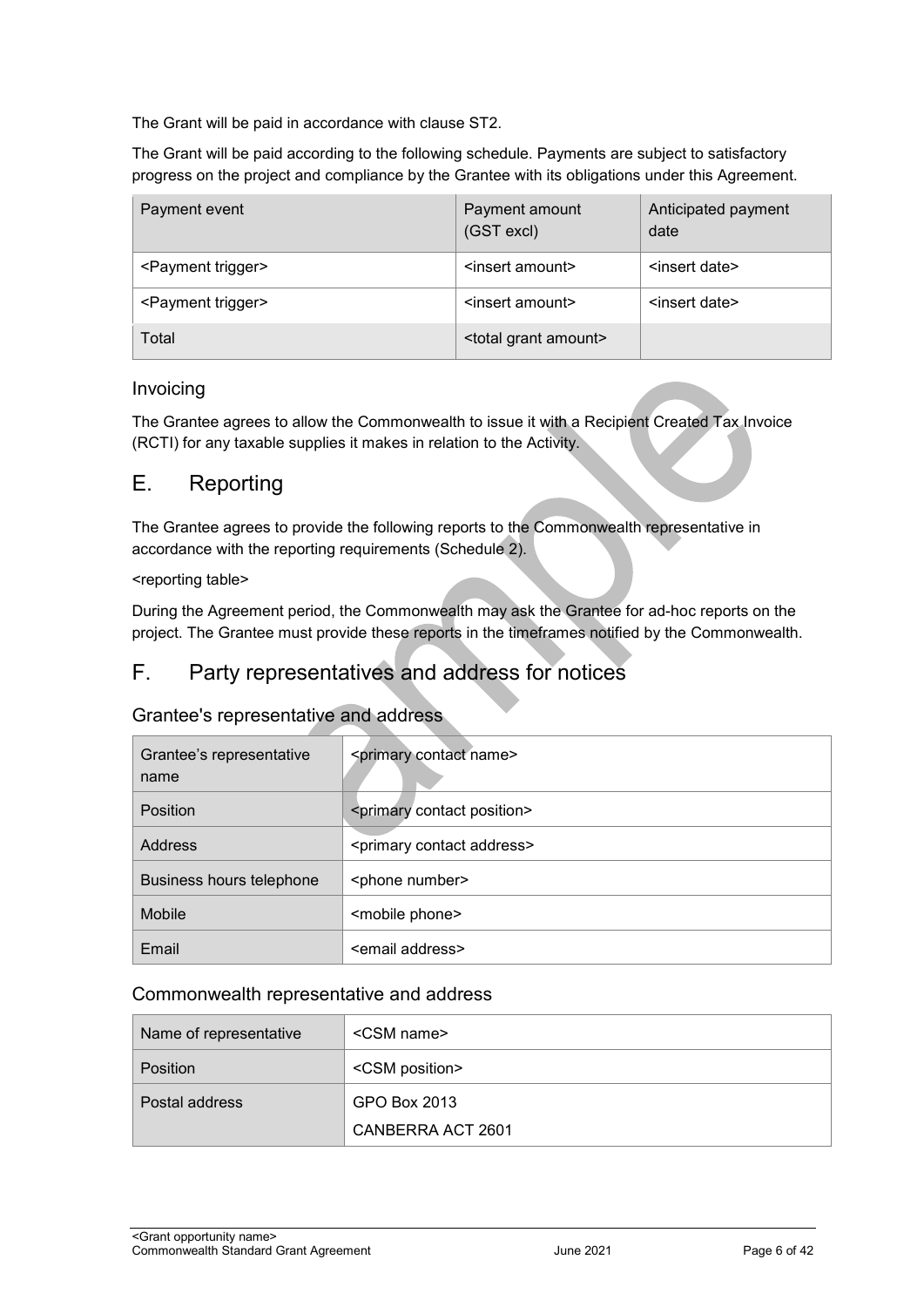The Grant will be paid in accordance with clause ST2.

The Grant will be paid according to the following schedule. Payments are subject to satisfactory progress on the project and compliance by the Grantee with its obligations under this Agreement.

| Payment event | Payment amount (GST excl) | Anticipated payment date |
| --- | --- | --- |
| <Payment trigger> | <insert amount> | <insert date> |
| <Payment trigger> | <insert amount> | <insert date> |
| Total | <total grant amount> | |

### Invoicing

The Grantee agrees to allow the Commonwealth to issue it with a Recipient Created Tax Invoice (RCTI) for any taxable supplies it makes in relation to the Activity.

## E. Reporting

The Grantee agrees to provide the following reports to the Commonwealth representative in accordance with the reporting requirements (Schedule 2).

<reporting table>

During the Agreement period, the Commonwealth may ask the Grantee for ad-hoc reports on the project. The Grantee must provide these reports in the timeframes notified by the Commonwealth.

## F. Party representatives and address for notices

### Grantee's representative and address

| Grantee's representative name | <primary contact name> |
| --- | --- |
| Position | <primary contact position> |
| Address | <primary contact address> |
| Business hours telephone | <phone number> |
| Mobile | <mobile phone> |
| Email | <email address> |

### Commonwealth representative and address

| Name of representative | <CSM name> |
| --- | --- |
| Position | <CSM position> |
| Postal address | GPO Box 2013<br>CANBERRA ACT 2601 |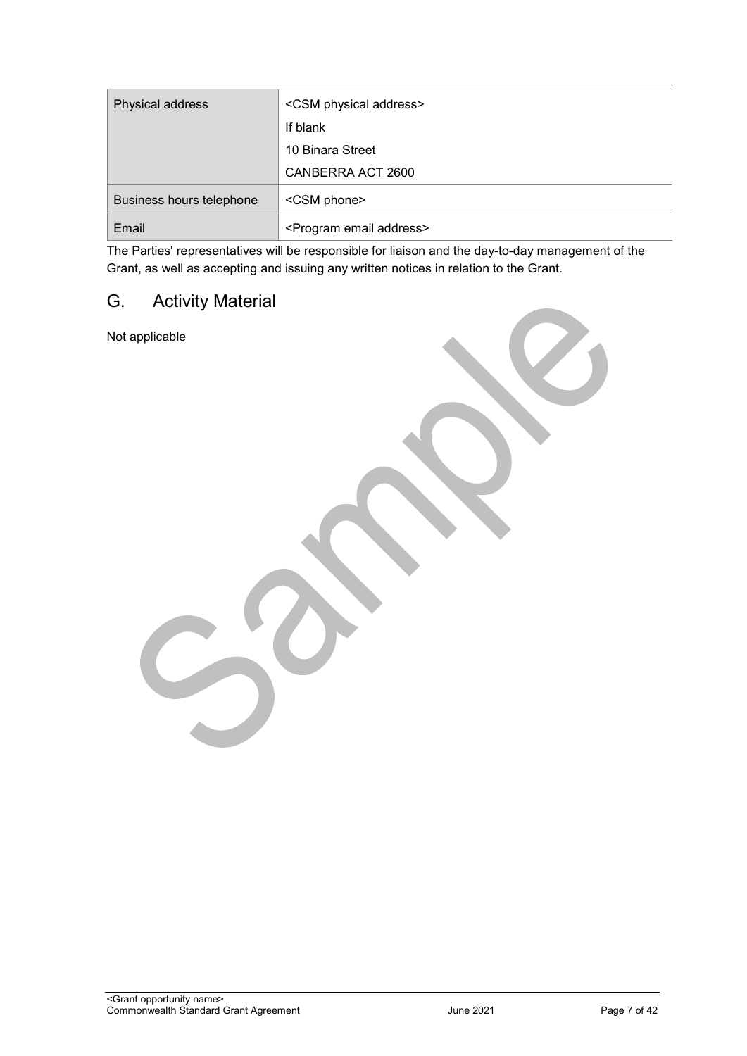| Physical address | <CSM physical address><br>If blank<br>10 Binara Street<br>CANBERRA ACT 2600 |
| --- | --- |
| Business hours telephone | <CSM phone> |
| Email | <Program email address> |

The Parties' representatives will be responsible for liaison and the day-to-day management of the Grant, as well as accepting and issuing any written notices in relation to the Grant.

## G. Activity Material

Not applicable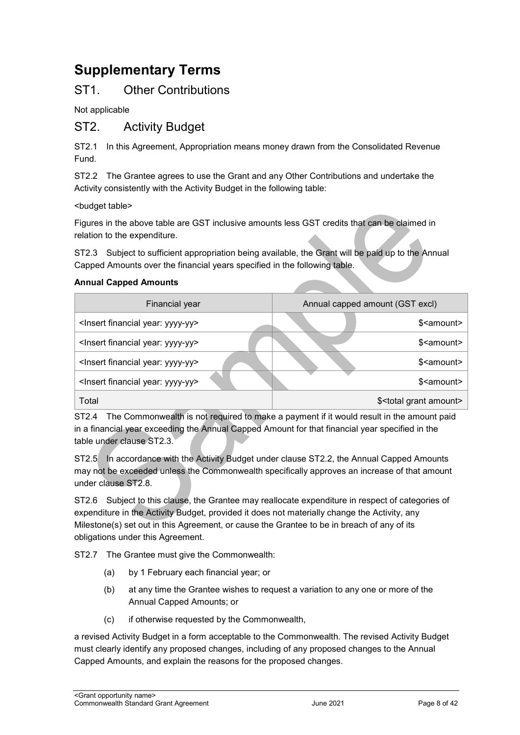# Supplementary Terms

## ST1. Other Contributions

Not applicable

## ST2. Activity Budget

ST2.1 In this Agreement, Appropriation means money drawn from the Consolidated Revenue Fund.

ST2.2 The Grantee agrees to use the Grant and any Other Contributions and undertake the Activity consistently with the Activity Budget in the following table:

<budget table>

Figures in the above table are GST inclusive amounts less GST credits that can be claimed in relation to the expenditure.

ST2.3 Subject to sufficient appropriation being available, the Grant will be paid up to the Annual Capped Amounts over the financial years specified in the following table.

**Annual Capped Amounts**

| Financial year | Annual capped amount (GST excl) |
| --- | --- |
| <Insert financial year: yyyy-yy> | $<amount> |
| <Insert financial year: yyyy-yy> | $<amount> |
| <Insert financial year: yyyy-yy> | $<amount> |
| <Insert financial year: yyyy-yy> | $<amount> |
| Total | $<total grant amount> |

ST2.4 The Commonwealth is not required to make a payment if it would result in the amount paid in a financial year exceeding the Annual Capped Amount for that financial year specified in the table under clause ST2.3.

ST2.5 In accordance with the Activity Budget under clause ST2.2, the Annual Capped Amounts may not be exceeded unless the Commonwealth specifically approves an increase of that amount under clause ST2.8.

ST2.6 Subject to this clause, the Grantee may reallocate expenditure in respect of categories of expenditure in the Activity Budget, provided it does not materially change the Activity, any Milestone(s) set out in this Agreement, or cause the Grantee to be in breach of any of its obligations under this Agreement.

ST2.7 The Grantee must give the Commonwealth:

(a) by 1 February each financial year; or

(b) at any time the Grantee wishes to request a variation to any one or more of the Annual Capped Amounts; or

(c) if otherwise requested by the Commonwealth,

a revised Activity Budget in a form acceptable to the Commonwealth. The revised Activity Budget must clearly identify any proposed changes, including of any proposed changes to the Annual Capped Amounts, and explain the reasons for the proposed changes.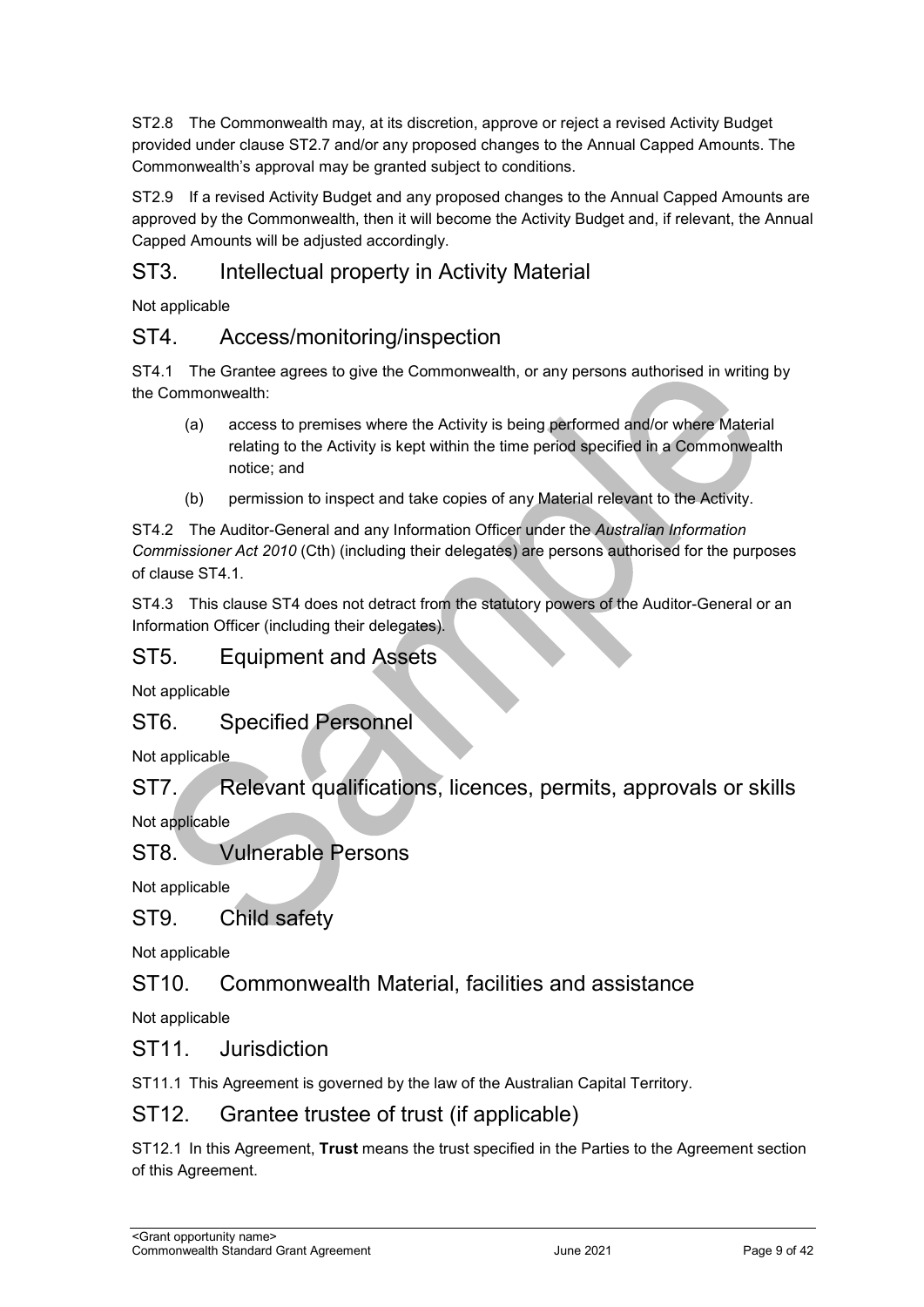ST2.8 The Commonwealth may, at its discretion, approve or reject a revised Activity Budget provided under clause ST2.7 and/or any proposed changes to the Annual Capped Amounts. The Commonwealth's approval may be granted subject to conditions.

ST2.9 If a revised Activity Budget and any proposed changes to the Annual Capped Amounts are approved by the Commonwealth, then it will become the Activity Budget and, if relevant, the Annual Capped Amounts will be adjusted accordingly.

## ST3. Intellectual property in Activity Material

Not applicable

## ST4. Access/monitoring/inspection

ST4.1 The Grantee agrees to give the Commonwealth, or any persons authorised in writing by the Commonwealth:

(a) access to premises where the Activity is being performed and/or where Material relating to the Activity is kept within the time period specified in a Commonwealth notice; and

(b) permission to inspect and take copies of any Material relevant to the Activity.

ST4.2 The Auditor-General and any Information Officer under the *Australian Information Commissioner Act 2010* (Cth) (including their delegates) are persons authorised for the purposes of clause ST4.1.

ST4.3 This clause ST4 does not detract from the statutory powers of the Auditor-General or an Information Officer (including their delegates).

## ST5. Equipment and Assets

Not applicable

## ST6. Specified Personnel

Not applicable

## ST7. Relevant qualifications, licences, permits, approvals or skills

Not applicable

## ST8. Vulnerable Persons

Not applicable

## ST9. Child safety

Not applicable

## ST10. Commonwealth Material, facilities and assistance

Not applicable

## ST11. Jurisdiction

ST11.1 This Agreement is governed by the law of the Australian Capital Territory.

## ST12. Grantee trustee of trust (if applicable)

ST12.1 In this Agreement, **Trust** means the trust specified in the Parties to the Agreement section of this Agreement.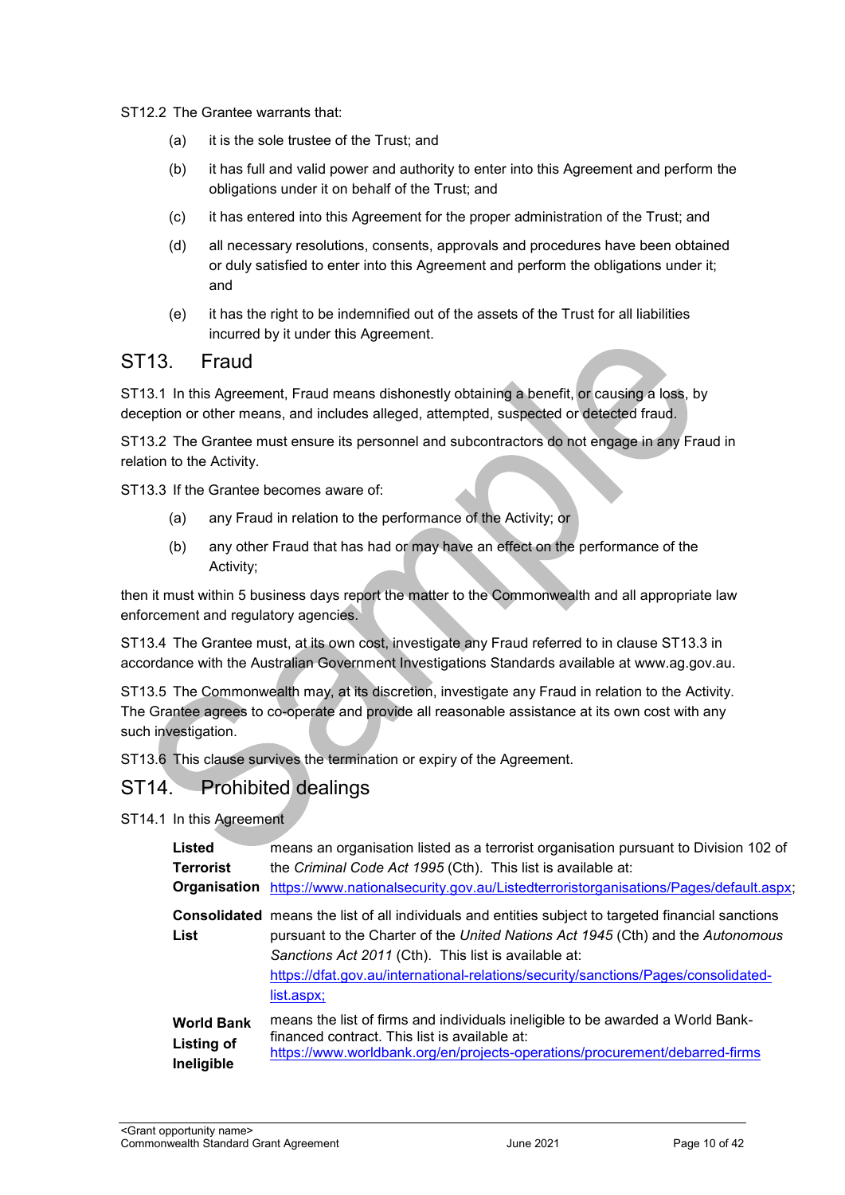ST12.2 The Grantee warrants that:

(a) it is the sole trustee of the Trust; and

(b) it has full and valid power and authority to enter into this Agreement and perform the obligations under it on behalf of the Trust; and

(c) it has entered into this Agreement for the proper administration of the Trust; and

(d) all necessary resolutions, consents, approvals and procedures have been obtained or duly satisfied to enter into this Agreement and perform the obligations under it; and

(e) it has the right to be indemnified out of the assets of the Trust for all liabilities incurred by it under this Agreement.

## ST13. Fraud

ST13.1 In this Agreement, Fraud means dishonestly obtaining a benefit, or causing a loss, by deception or other means, and includes alleged, attempted, suspected or detected fraud.

ST13.2 The Grantee must ensure its personnel and subcontractors do not engage in any Fraud in relation to the Activity.

ST13.3 If the Grantee becomes aware of:

(a) any Fraud in relation to the performance of the Activity; or

(b) any other Fraud that has had or may have an effect on the performance of the Activity;

then it must within 5 business days report the matter to the Commonwealth and all appropriate law enforcement and regulatory agencies.

ST13.4 The Grantee must, at its own cost, investigate any Fraud referred to in clause ST13.3 in accordance with the Australian Government Investigations Standards available at www.ag.gov.au.

ST13.5 The Commonwealth may, at its discretion, investigate any Fraud in relation to the Activity. The Grantee agrees to co-operate and provide all reasonable assistance at its own cost with any such investigation.

ST13.6 This clause survives the termination or expiry of the Agreement.

## ST14. Prohibited dealings

ST14.1 In this Agreement

| | |
|---|---|
| **Listed Terrorist Organisation** | means an organisation listed as a terrorist organisation pursuant to Division 102 of the *Criminal Code Act 1995* (Cth). This list is available at: https://www.nationalsecurity.gov.au/Listedterroristorganisations/Pages/default.aspx; |
| **Consolidated List** | means the list of all individuals and entities subject to targeted financial sanctions pursuant to the Charter of the *United Nations Act 1945* (Cth) and the *Autonomous Sanctions Act 2011* (Cth). This list is available at: https://dfat.gov.au/international-relations/security/sanctions/Pages/consolidated-list.aspx; |
| **World Bank Listing of Ineligible** | means the list of firms and individuals ineligible to be awarded a World Bank-financed contract. This list is available at: https://www.worldbank.org/en/projects-operations/procurement/debarred-firms |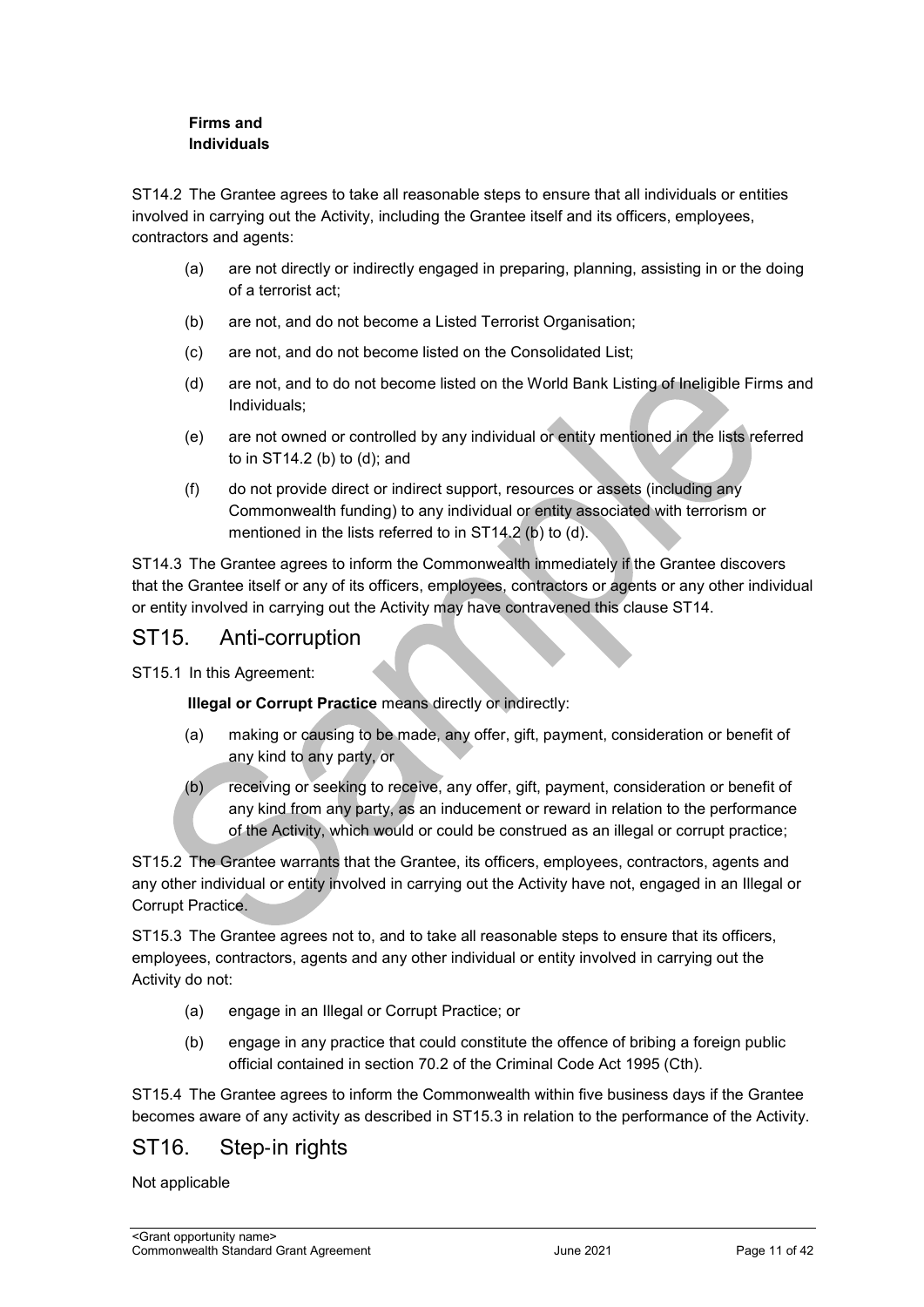**Firms and Individuals**

ST14.2 The Grantee agrees to take all reasonable steps to ensure that all individuals or entities involved in carrying out the Activity, including the Grantee itself and its officers, employees, contractors and agents:

(a) are not directly or indirectly engaged in preparing, planning, assisting in or the doing of a terrorist act;

(b) are not, and do not become a Listed Terrorist Organisation;

(c) are not, and do not become listed on the Consolidated List;

(d) are not, and to do not become listed on the World Bank Listing of Ineligible Firms and Individuals;

(e) are not owned or controlled by any individual or entity mentioned in the lists referred to in ST14.2 (b) to (d); and

(f) do not provide direct or indirect support, resources or assets (including any Commonwealth funding) to any individual or entity associated with terrorism or mentioned in the lists referred to in ST14.2 (b) to (d).

ST14.3 The Grantee agrees to inform the Commonwealth immediately if the Grantee discovers that the Grantee itself or any of its officers, employees, contractors or agents or any other individual or entity involved in carrying out the Activity may have contravened this clause ST14.

## ST15. Anti-corruption

ST15.1 In this Agreement:

**Illegal or Corrupt Practice** means directly or indirectly:

(a) making or causing to be made, any offer, gift, payment, consideration or benefit of any kind to any party, or

(b) receiving or seeking to receive, any offer, gift, payment, consideration or benefit of any kind from any party, as an inducement or reward in relation to the performance of the Activity, which would or could be construed as an illegal or corrupt practice;

ST15.2 The Grantee warrants that the Grantee, its officers, employees, contractors, agents and any other individual or entity involved in carrying out the Activity have not, engaged in an Illegal or Corrupt Practice.

ST15.3 The Grantee agrees not to, and to take all reasonable steps to ensure that its officers, employees, contractors, agents and any other individual or entity involved in carrying out the Activity do not:

(a) engage in an Illegal or Corrupt Practice; or

(b) engage in any practice that could constitute the offence of bribing a foreign public official contained in section 70.2 of the Criminal Code Act 1995 (Cth).

ST15.4 The Grantee agrees to inform the Commonwealth within five business days if the Grantee becomes aware of any activity as described in ST15.3 in relation to the performance of the Activity.

## ST16. Step-in rights

Not applicable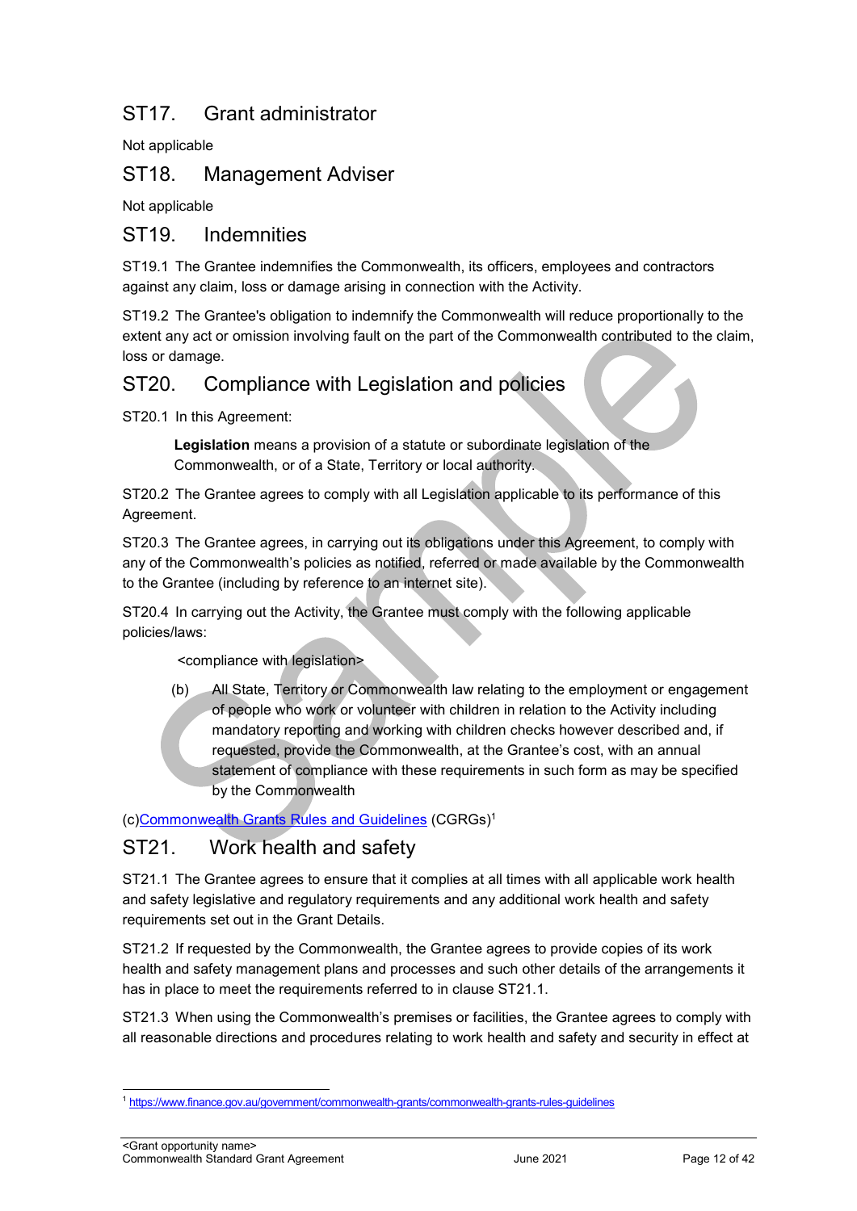## ST17. Grant administrator

Not applicable

## ST18. Management Adviser

Not applicable

## ST19. Indemnities

ST19.1 The Grantee indemnifies the Commonwealth, its officers, employees and contractors against any claim, loss or damage arising in connection with the Activity.

ST19.2 The Grantee's obligation to indemnify the Commonwealth will reduce proportionally to the extent any act or omission involving fault on the part of the Commonwealth contributed to the claim, loss or damage.

## ST20. Compliance with Legislation and policies

ST20.1 In this Agreement:

> **Legislation** means a provision of a statute or subordinate legislation of the Commonwealth, or of a State, Territory or local authority.

ST20.2 The Grantee agrees to comply with all Legislation applicable to its performance of this Agreement.

ST20.3 The Grantee agrees, in carrying out its obligations under this Agreement, to comply with any of the Commonwealth's policies as notified, referred or made available by the Commonwealth to the Grantee (including by reference to an internet site).

ST20.4 In carrying out the Activity, the Grantee must comply with the following applicable policies/laws:

<compliance with legislation>

(b) All State, Territory or Commonwealth law relating to the employment or engagement of people who work or volunteer with children in relation to the Activity including mandatory reporting and working with children checks however described and, if requested, provide the Commonwealth, at the Grantee's cost, with an annual statement of compliance with these requirements in such form as may be specified by the Commonwealth

(c)[Commonwealth Grants Rules and Guidelines](https://www.finance.gov.au/government/commonwealth-grants/commonwealth-grants-rules-guidelines) (CGRGs)[1]

## ST21. Work health and safety

ST21.1 The Grantee agrees to ensure that it complies at all times with all applicable work health and safety legislative and regulatory requirements and any additional work health and safety requirements set out in the Grant Details.

ST21.2 If requested by the Commonwealth, the Grantee agrees to provide copies of its work health and safety management plans and processes and such other details of the arrangements it has in place to meet the requirements referred to in clause ST21.1.

ST21.3 When using the Commonwealth's premises or facilities, the Grantee agrees to comply with all reasonable directions and procedures relating to work health and safety and security in effect at

---

[1] https://www.finance.gov.au/government/commonwealth-grants/commonwealth-grants-rules-guidelines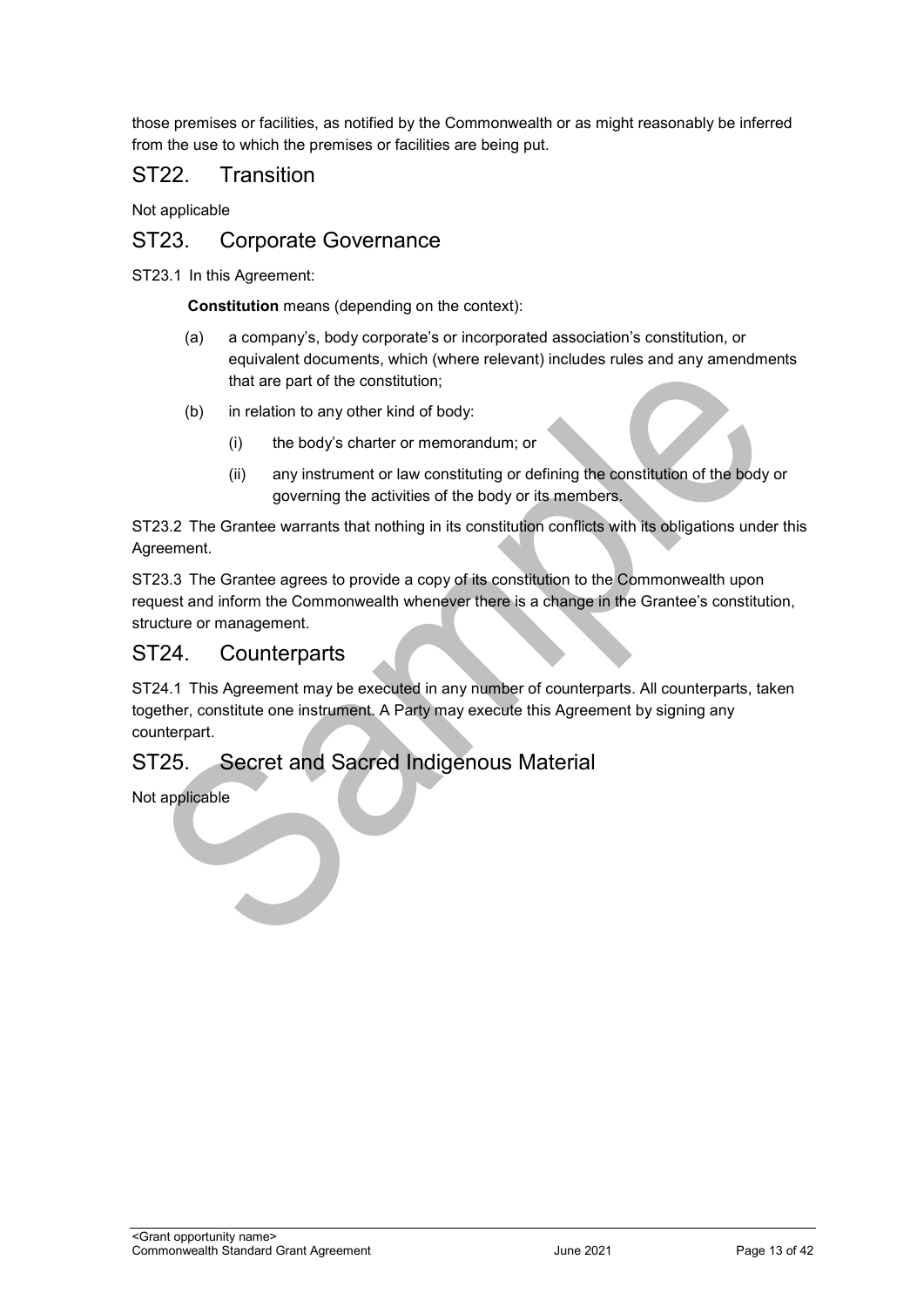those premises or facilities, as notified by the Commonwealth or as might reasonably be inferred from the use to which the premises or facilities are being put.

## ST22. Transition

Not applicable

## ST23. Corporate Governance

ST23.1 In this Agreement:

**Constitution** means (depending on the context):

(a) a company's, body corporate's or incorporated association's constitution, or equivalent documents, which (where relevant) includes rules and any amendments that are part of the constitution;

(b) in relation to any other kind of body:

   (i) the body's charter or memorandum; or

   (ii) any instrument or law constituting or defining the constitution of the body or governing the activities of the body or its members.

ST23.2 The Grantee warrants that nothing in its constitution conflicts with its obligations under this Agreement.

ST23.3 The Grantee agrees to provide a copy of its constitution to the Commonwealth upon request and inform the Commonwealth whenever there is a change in the Grantee's constitution, structure or management.

## ST24. Counterparts

ST24.1 This Agreement may be executed in any number of counterparts. All counterparts, taken together, constitute one instrument. A Party may execute this Agreement by signing any counterpart.

## ST25. Secret and Sacred Indigenous Material

Not applicable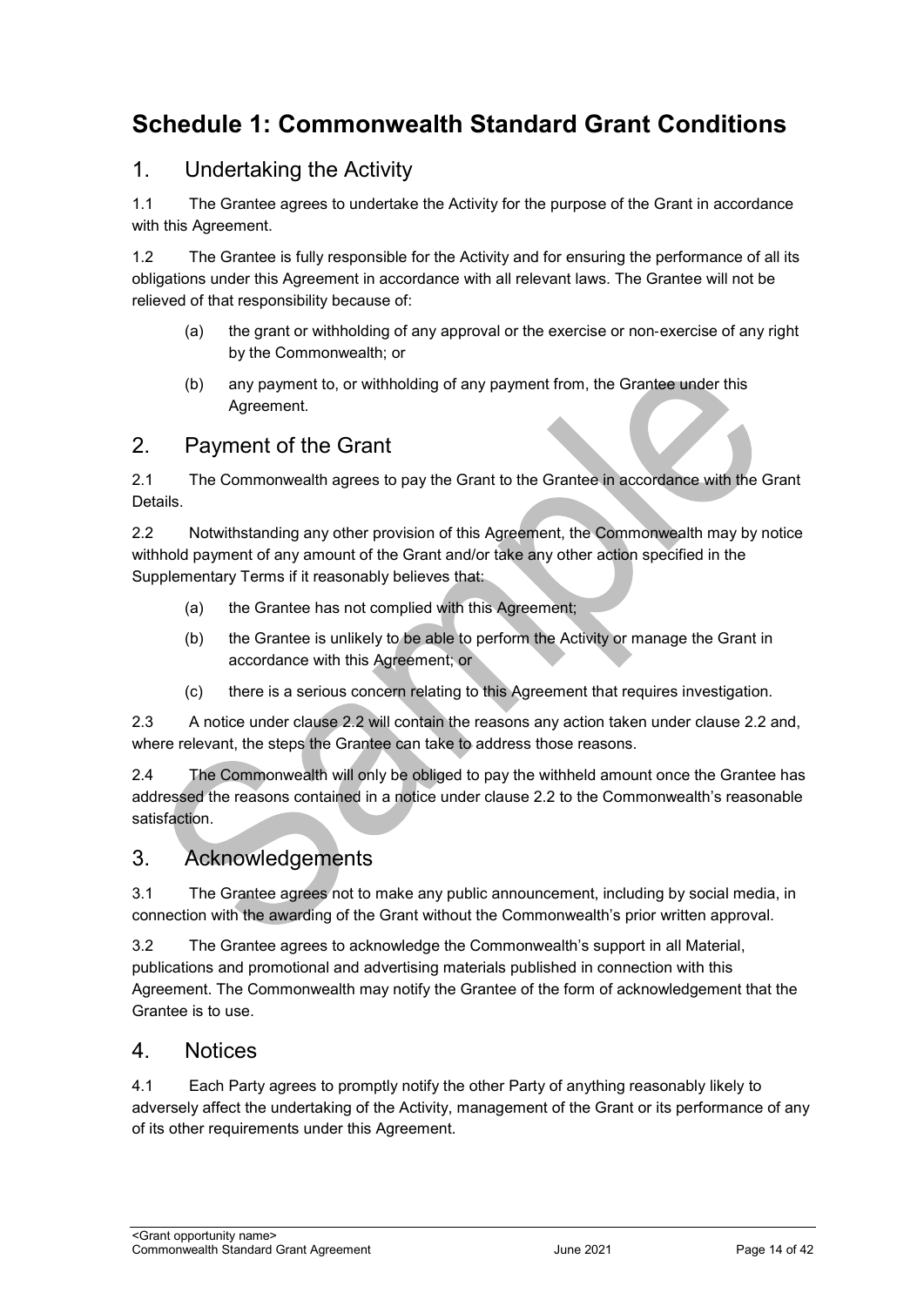# Schedule 1: Commonwealth Standard Grant Conditions

## 1. Undertaking the Activity

1.1 The Grantee agrees to undertake the Activity for the purpose of the Grant in accordance with this Agreement.

1.2 The Grantee is fully responsible for the Activity and for ensuring the performance of all its obligations under this Agreement in accordance with all relevant laws. The Grantee will not be relieved of that responsibility because of:

(a) the grant or withholding of any approval or the exercise or non-exercise of any right by the Commonwealth; or

(b) any payment to, or withholding of any payment from, the Grantee under this Agreement.

## 2. Payment of the Grant

2.1 The Commonwealth agrees to pay the Grant to the Grantee in accordance with the Grant Details.

2.2 Notwithstanding any other provision of this Agreement, the Commonwealth may by notice withhold payment of any amount of the Grant and/or take any other action specified in the Supplementary Terms if it reasonably believes that:

(a) the Grantee has not complied with this Agreement;

(b) the Grantee is unlikely to be able to perform the Activity or manage the Grant in accordance with this Agreement; or

(c) there is a serious concern relating to this Agreement that requires investigation.

2.3 A notice under clause 2.2 will contain the reasons any action taken under clause 2.2 and, where relevant, the steps the Grantee can take to address those reasons.

2.4 The Commonwealth will only be obliged to pay the withheld amount once the Grantee has addressed the reasons contained in a notice under clause 2.2 to the Commonwealth's reasonable satisfaction.

## 3. Acknowledgements

3.1 The Grantee agrees not to make any public announcement, including by social media, in connection with the awarding of the Grant without the Commonwealth's prior written approval.

3.2 The Grantee agrees to acknowledge the Commonwealth's support in all Material, publications and promotional and advertising materials published in connection with this Agreement. The Commonwealth may notify the Grantee of the form of acknowledgement that the Grantee is to use.

## 4. Notices

4.1 Each Party agrees to promptly notify the other Party of anything reasonably likely to adversely affect the undertaking of the Activity, management of the Grant or its performance of any of its other requirements under this Agreement.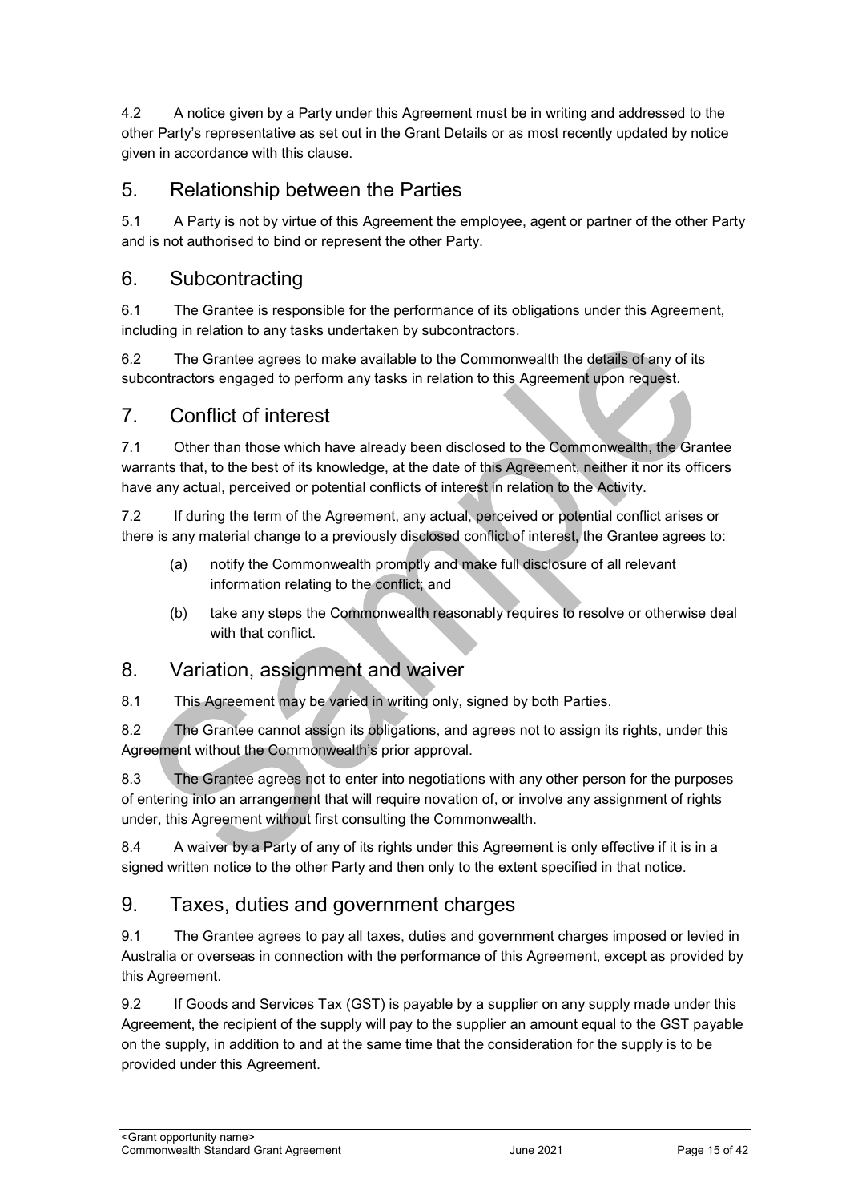4.2 A notice given by a Party under this Agreement must be in writing and addressed to the other Party's representative as set out in the Grant Details or as most recently updated by notice given in accordance with this clause.

## 5. Relationship between the Parties

5.1 A Party is not by virtue of this Agreement the employee, agent or partner of the other Party and is not authorised to bind or represent the other Party.

## 6. Subcontracting

6.1 The Grantee is responsible for the performance of its obligations under this Agreement, including in relation to any tasks undertaken by subcontractors.

6.2 The Grantee agrees to make available to the Commonwealth the details of any of its subcontractors engaged to perform any tasks in relation to this Agreement upon request.

## 7. Conflict of interest

7.1 Other than those which have already been disclosed to the Commonwealth, the Grantee warrants that, to the best of its knowledge, at the date of this Agreement, neither it nor its officers have any actual, perceived or potential conflicts of interest in relation to the Activity.

7.2 If during the term of the Agreement, any actual, perceived or potential conflict arises or there is any material change to a previously disclosed conflict of interest, the Grantee agrees to:

(a) notify the Commonwealth promptly and make full disclosure of all relevant information relating to the conflict; and

(b) take any steps the Commonwealth reasonably requires to resolve or otherwise deal with that conflict.

## 8. Variation, assignment and waiver

8.1 This Agreement may be varied in writing only, signed by both Parties.

8.2 The Grantee cannot assign its obligations, and agrees not to assign its rights, under this Agreement without the Commonwealth's prior approval.

8.3 The Grantee agrees not to enter into negotiations with any other person for the purposes of entering into an arrangement that will require novation of, or involve any assignment of rights under, this Agreement without first consulting the Commonwealth.

8.4 A waiver by a Party of any of its rights under this Agreement is only effective if it is in a signed written notice to the other Party and then only to the extent specified in that notice.

## 9. Taxes, duties and government charges

9.1 The Grantee agrees to pay all taxes, duties and government charges imposed or levied in Australia or overseas in connection with the performance of this Agreement, except as provided by this Agreement.

9.2 If Goods and Services Tax (GST) is payable by a supplier on any supply made under this Agreement, the recipient of the supply will pay to the supplier an amount equal to the GST payable on the supply, in addition to and at the same time that the consideration for the supply is to be provided under this Agreement.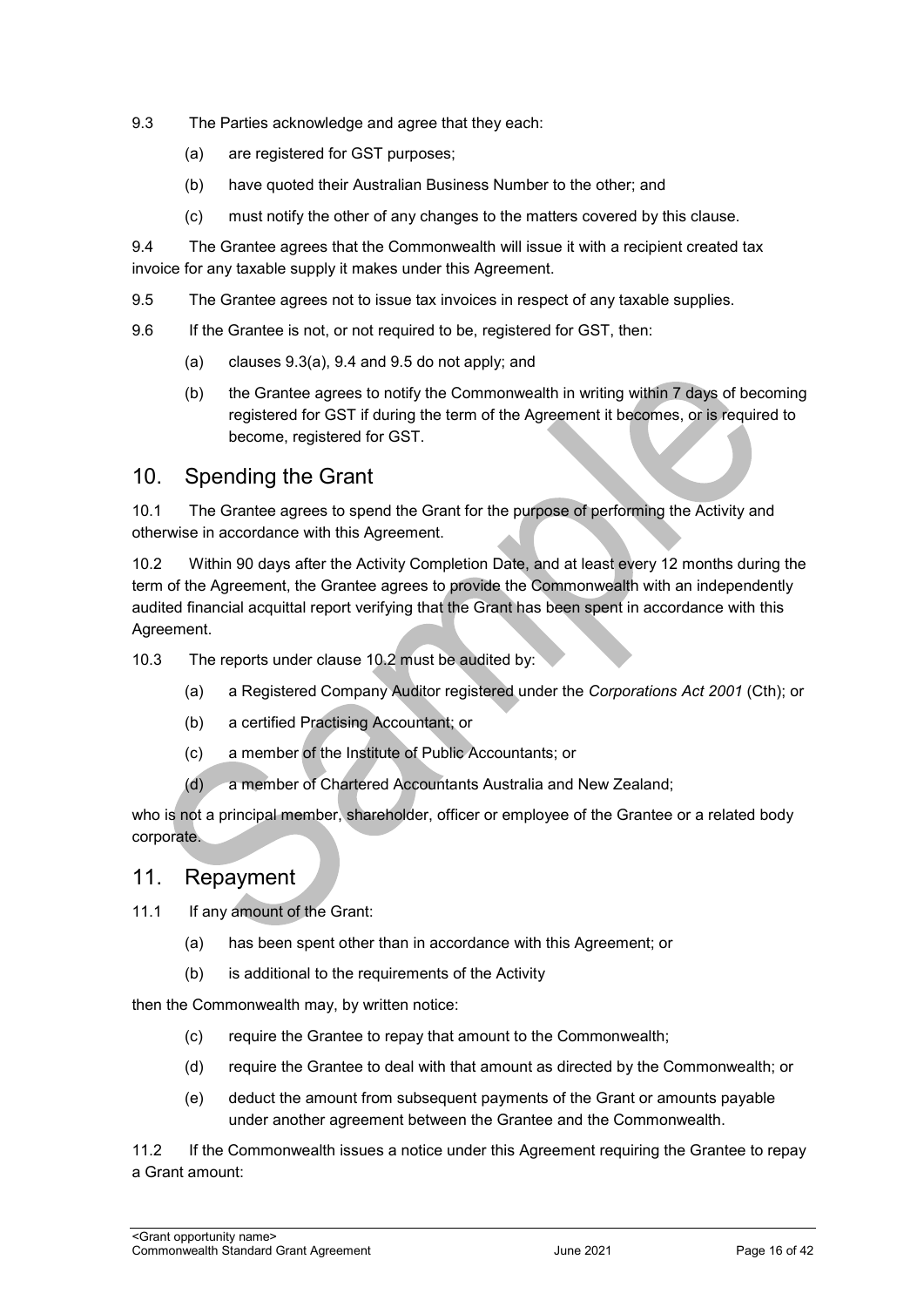9.3 The Parties acknowledge and agree that they each:

(a) are registered for GST purposes;

(b) have quoted their Australian Business Number to the other; and

(c) must notify the other of any changes to the matters covered by this clause.

9.4 The Grantee agrees that the Commonwealth will issue it with a recipient created tax invoice for any taxable supply it makes under this Agreement.

9.5 The Grantee agrees not to issue tax invoices in respect of any taxable supplies.

9.6 If the Grantee is not, or not required to be, registered for GST, then:

(a) clauses 9.3(a), 9.4 and 9.5 do not apply; and

(b) the Grantee agrees to notify the Commonwealth in writing within 7 days of becoming registered for GST if during the term of the Agreement it becomes, or is required to become, registered for GST.

## 10. Spending the Grant

10.1 The Grantee agrees to spend the Grant for the purpose of performing the Activity and otherwise in accordance with this Agreement.

10.2 Within 90 days after the Activity Completion Date, and at least every 12 months during the term of the Agreement, the Grantee agrees to provide the Commonwealth with an independently audited financial acquittal report verifying that the Grant has been spent in accordance with this Agreement.

10.3 The reports under clause 10.2 must be audited by:

(a) a Registered Company Auditor registered under the *Corporations Act 2001* (Cth); or

(b) a certified Practising Accountant; or

(c) a member of the Institute of Public Accountants; or

(d) a member of Chartered Accountants Australia and New Zealand;

who is not a principal member, shareholder, officer or employee of the Grantee or a related body corporate.

## 11. Repayment

11.1 If any amount of the Grant:

(a) has been spent other than in accordance with this Agreement; or

(b) is additional to the requirements of the Activity

then the Commonwealth may, by written notice:

(c) require the Grantee to repay that amount to the Commonwealth;

(d) require the Grantee to deal with that amount as directed by the Commonwealth; or

(e) deduct the amount from subsequent payments of the Grant or amounts payable under another agreement between the Grantee and the Commonwealth.

11.2 If the Commonwealth issues a notice under this Agreement requiring the Grantee to repay a Grant amount: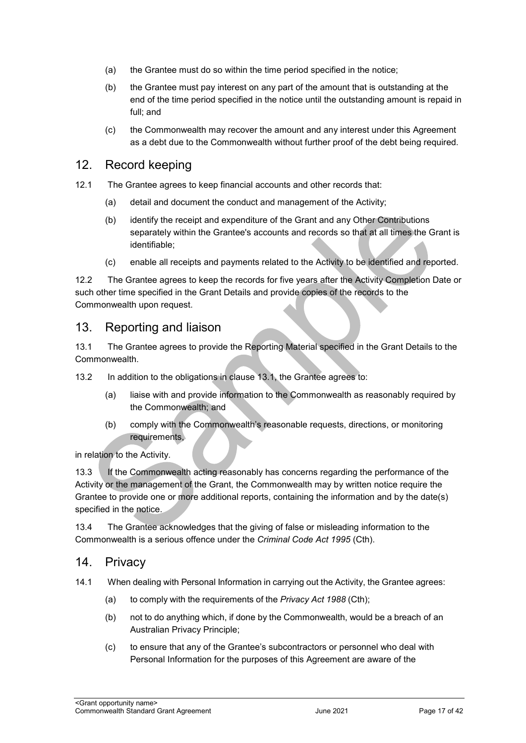(a) the Grantee must do so within the time period specified in the notice;

(b) the Grantee must pay interest on any part of the amount that is outstanding at the end of the time period specified in the notice until the outstanding amount is repaid in full; and

(c) the Commonwealth may recover the amount and any interest under this Agreement as a debt due to the Commonwealth without further proof of the debt being required.

## 12. Record keeping

12.1 The Grantee agrees to keep financial accounts and other records that:

(a) detail and document the conduct and management of the Activity;

(b) identify the receipt and expenditure of the Grant and any Other Contributions separately within the Grantee's accounts and records so that at all times the Grant is identifiable;

(c) enable all receipts and payments related to the Activity to be identified and reported.

12.2 The Grantee agrees to keep the records for five years after the Activity Completion Date or such other time specified in the Grant Details and provide copies of the records to the Commonwealth upon request.

## 13. Reporting and liaison

13.1 The Grantee agrees to provide the Reporting Material specified in the Grant Details to the Commonwealth.

13.2 In addition to the obligations in clause 13.1, the Grantee agrees to:

(a) liaise with and provide information to the Commonwealth as reasonably required by the Commonwealth; and

(b) comply with the Commonwealth's reasonable requests, directions, or monitoring requirements,

in relation to the Activity.

13.3 If the Commonwealth acting reasonably has concerns regarding the performance of the Activity or the management of the Grant, the Commonwealth may by written notice require the Grantee to provide one or more additional reports, containing the information and by the date(s) specified in the notice.

13.4 The Grantee acknowledges that the giving of false or misleading information to the Commonwealth is a serious offence under the *Criminal Code Act 1995* (Cth).

## 14. Privacy

14.1 When dealing with Personal Information in carrying out the Activity, the Grantee agrees:

(a) to comply with the requirements of the *Privacy Act 1988* (Cth);

(b) not to do anything which, if done by the Commonwealth, would be a breach of an Australian Privacy Principle;

(c) to ensure that any of the Grantee's subcontractors or personnel who deal with Personal Information for the purposes of this Agreement are aware of the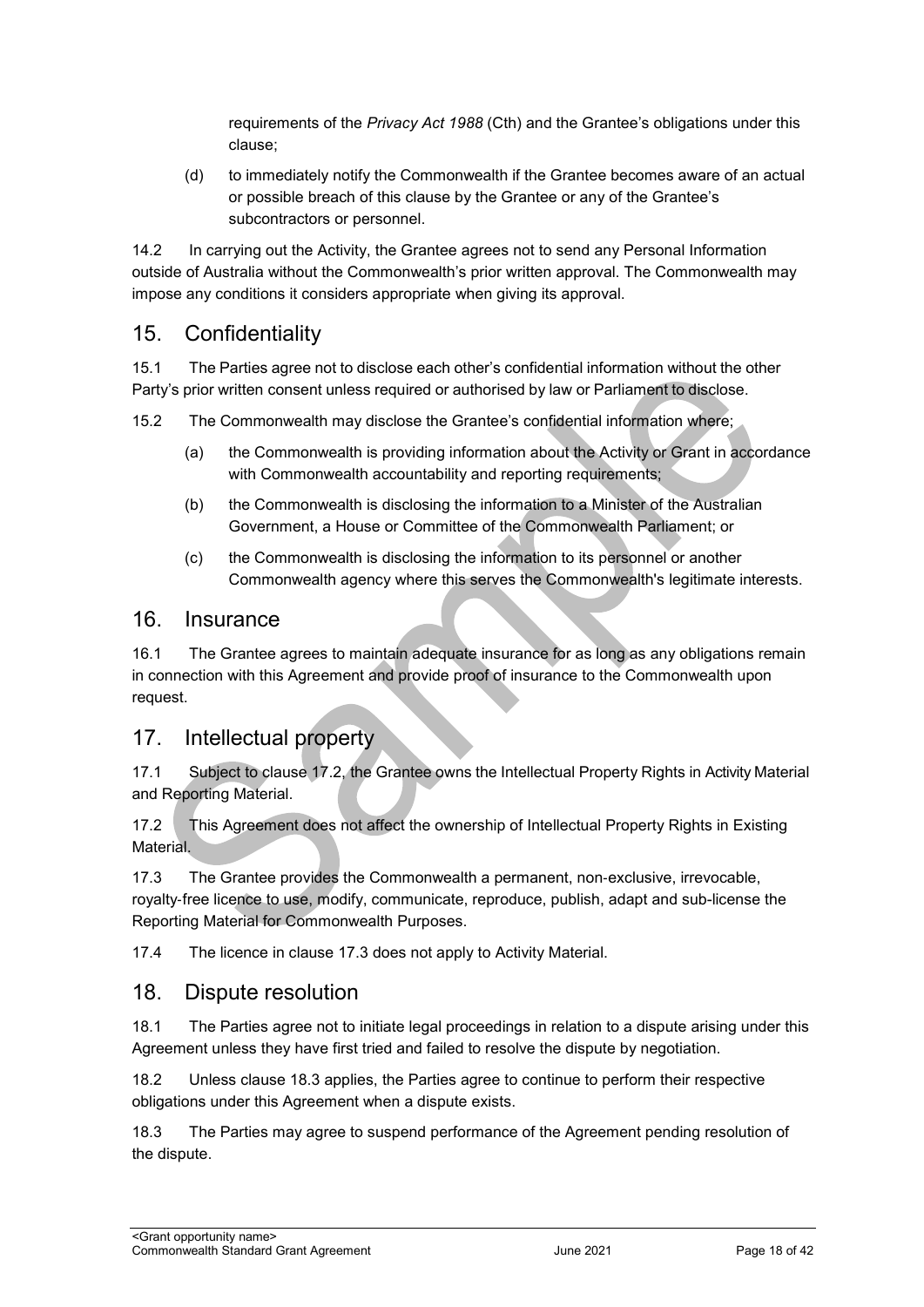requirements of the *Privacy Act 1988* (Cth) and the Grantee's obligations under this clause;

(d) to immediately notify the Commonwealth if the Grantee becomes aware of an actual or possible breach of this clause by the Grantee or any of the Grantee's subcontractors or personnel.

14.2 In carrying out the Activity, the Grantee agrees not to send any Personal Information outside of Australia without the Commonwealth's prior written approval. The Commonwealth may impose any conditions it considers appropriate when giving its approval.

## 15. Confidentiality

15.1 The Parties agree not to disclose each other's confidential information without the other Party's prior written consent unless required or authorised by law or Parliament to disclose.

15.2 The Commonwealth may disclose the Grantee's confidential information where;

(a) the Commonwealth is providing information about the Activity or Grant in accordance with Commonwealth accountability and reporting requirements;

(b) the Commonwealth is disclosing the information to a Minister of the Australian Government, a House or Committee of the Commonwealth Parliament; or

(c) the Commonwealth is disclosing the information to its personnel or another Commonwealth agency where this serves the Commonwealth's legitimate interests.

## 16. Insurance

16.1 The Grantee agrees to maintain adequate insurance for as long as any obligations remain in connection with this Agreement and provide proof of insurance to the Commonwealth upon request.

## 17. Intellectual property

17.1 Subject to clause 17.2, the Grantee owns the Intellectual Property Rights in Activity Material and Reporting Material.

17.2 This Agreement does not affect the ownership of Intellectual Property Rights in Existing Material.

17.3 The Grantee provides the Commonwealth a permanent, non-exclusive, irrevocable, royalty-free licence to use, modify, communicate, reproduce, publish, adapt and sub-license the Reporting Material for Commonwealth Purposes.

17.4 The licence in clause 17.3 does not apply to Activity Material.

## 18. Dispute resolution

18.1 The Parties agree not to initiate legal proceedings in relation to a dispute arising under this Agreement unless they have first tried and failed to resolve the dispute by negotiation.

18.2 Unless clause 18.3 applies, the Parties agree to continue to perform their respective obligations under this Agreement when a dispute exists.

18.3 The Parties may agree to suspend performance of the Agreement pending resolution of the dispute.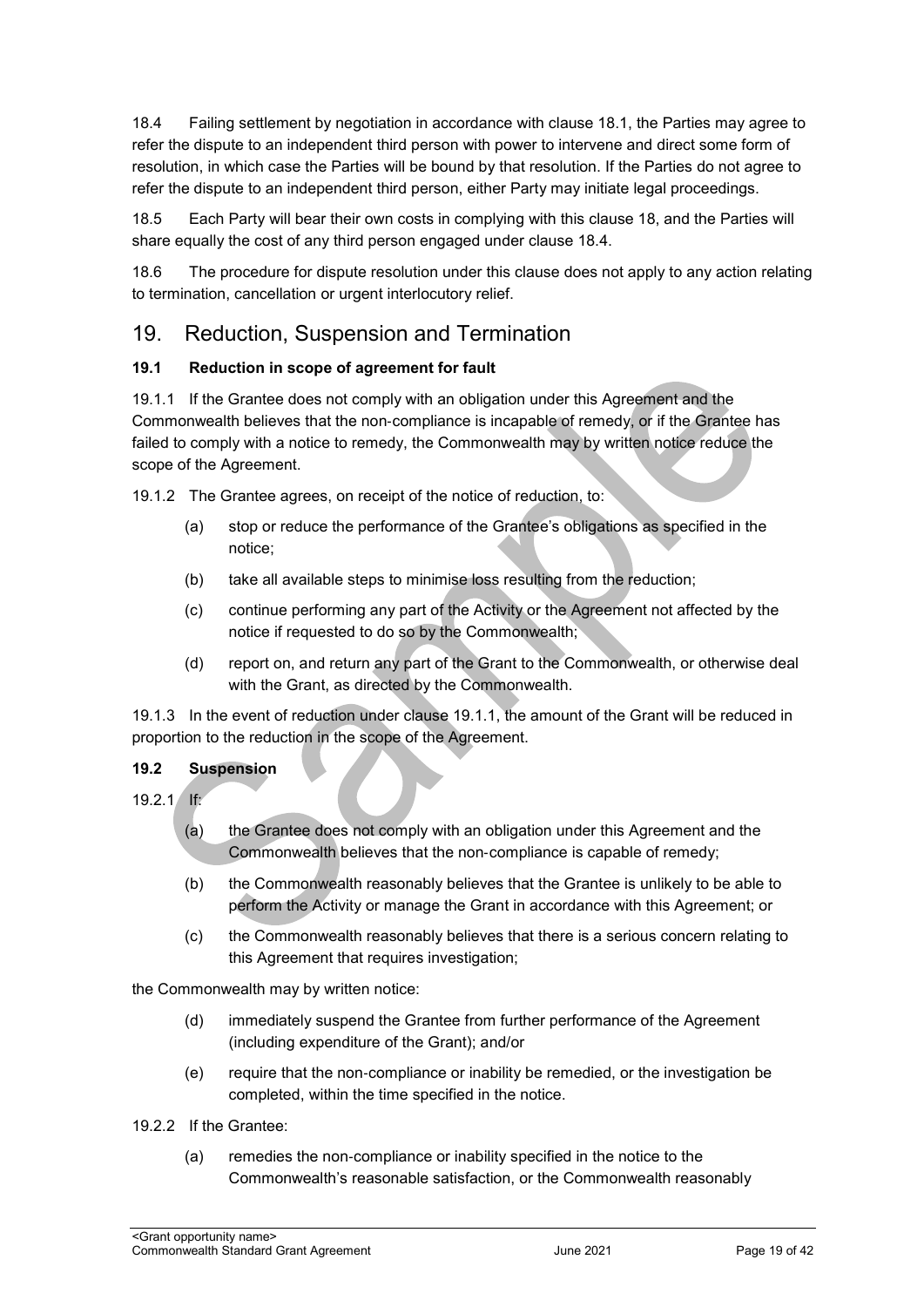18.4 Failing settlement by negotiation in accordance with clause 18.1, the Parties may agree to refer the dispute to an independent third person with power to intervene and direct some form of resolution, in which case the Parties will be bound by that resolution. If the Parties do not agree to refer the dispute to an independent third person, either Party may initiate legal proceedings.

18.5 Each Party will bear their own costs in complying with this clause 18, and the Parties will share equally the cost of any third person engaged under clause 18.4.

18.6 The procedure for dispute resolution under this clause does not apply to any action relating to termination, cancellation or urgent interlocutory relief.

## 19. Reduction, Suspension and Termination

### 19.1 Reduction in scope of agreement for fault

19.1.1 If the Grantee does not comply with an obligation under this Agreement and the Commonwealth believes that the non-compliance is incapable of remedy, or if the Grantee has failed to comply with a notice to remedy, the Commonwealth may by written notice reduce the scope of the Agreement.

19.1.2 The Grantee agrees, on receipt of the notice of reduction, to:

- (a) stop or reduce the performance of the Grantee's obligations as specified in the notice;
- (b) take all available steps to minimise loss resulting from the reduction;
- (c) continue performing any part of the Activity or the Agreement not affected by the notice if requested to do so by the Commonwealth;
- (d) report on, and return any part of the Grant to the Commonwealth, or otherwise deal with the Grant, as directed by the Commonwealth.

19.1.3 In the event of reduction under clause 19.1.1, the amount of the Grant will be reduced in proportion to the reduction in the scope of the Agreement.

### 19.2 Suspension

19.2.1 If:

- (a) the Grantee does not comply with an obligation under this Agreement and the Commonwealth believes that the non-compliance is capable of remedy;
- (b) the Commonwealth reasonably believes that the Grantee is unlikely to be able to perform the Activity or manage the Grant in accordance with this Agreement; or
- (c) the Commonwealth reasonably believes that there is a serious concern relating to this Agreement that requires investigation;

the Commonwealth may by written notice:

- (d) immediately suspend the Grantee from further performance of the Agreement (including expenditure of the Grant); and/or
- (e) require that the non-compliance or inability be remedied, or the investigation be completed, within the time specified in the notice.

19.2.2 If the Grantee:

- (a) remedies the non-compliance or inability specified in the notice to the Commonwealth's reasonable satisfaction, or the Commonwealth reasonably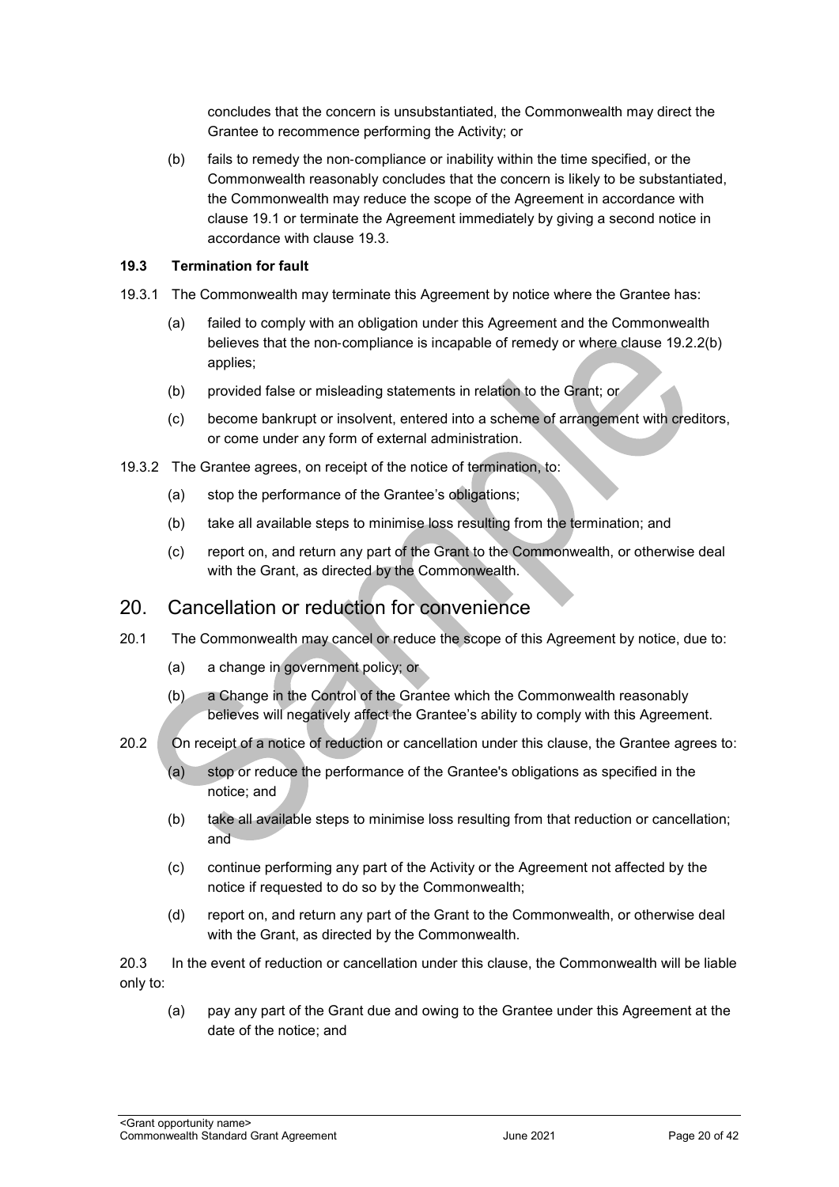concludes that the concern is unsubstantiated, the Commonwealth may direct the Grantee to recommence performing the Activity; or

(b) fails to remedy the non-compliance or inability within the time specified, or the Commonwealth reasonably concludes that the concern is likely to be substantiated, the Commonwealth may reduce the scope of the Agreement in accordance with clause 19.1 or terminate the Agreement immediately by giving a second notice in accordance with clause 19.3.

**19.3 Termination for fault**

19.3.1 The Commonwealth may terminate this Agreement by notice where the Grantee has:

(a) failed to comply with an obligation under this Agreement and the Commonwealth believes that the non-compliance is incapable of remedy or where clause 19.2.2(b) applies;

(b) provided false or misleading statements in relation to the Grant; or

(c) become bankrupt or insolvent, entered into a scheme of arrangement with creditors, or come under any form of external administration.

19.3.2 The Grantee agrees, on receipt of the notice of termination, to:

(a) stop the performance of the Grantee's obligations;

(b) take all available steps to minimise loss resulting from the termination; and

(c) report on, and return any part of the Grant to the Commonwealth, or otherwise deal with the Grant, as directed by the Commonwealth.

## 20. Cancellation or reduction for convenience

20.1 The Commonwealth may cancel or reduce the scope of this Agreement by notice, due to:

(a) a change in government policy; or

(b) a Change in the Control of the Grantee which the Commonwealth reasonably believes will negatively affect the Grantee's ability to comply with this Agreement.

20.2 On receipt of a notice of reduction or cancellation under this clause, the Grantee agrees to:

(a) stop or reduce the performance of the Grantee's obligations as specified in the notice; and

(b) take all available steps to minimise loss resulting from that reduction or cancellation; and

(c) continue performing any part of the Activity or the Agreement not affected by the notice if requested to do so by the Commonwealth;

(d) report on, and return any part of the Grant to the Commonwealth, or otherwise deal with the Grant, as directed by the Commonwealth.

20.3 In the event of reduction or cancellation under this clause, the Commonwealth will be liable only to:

(a) pay any part of the Grant due and owing to the Grantee under this Agreement at the date of the notice; and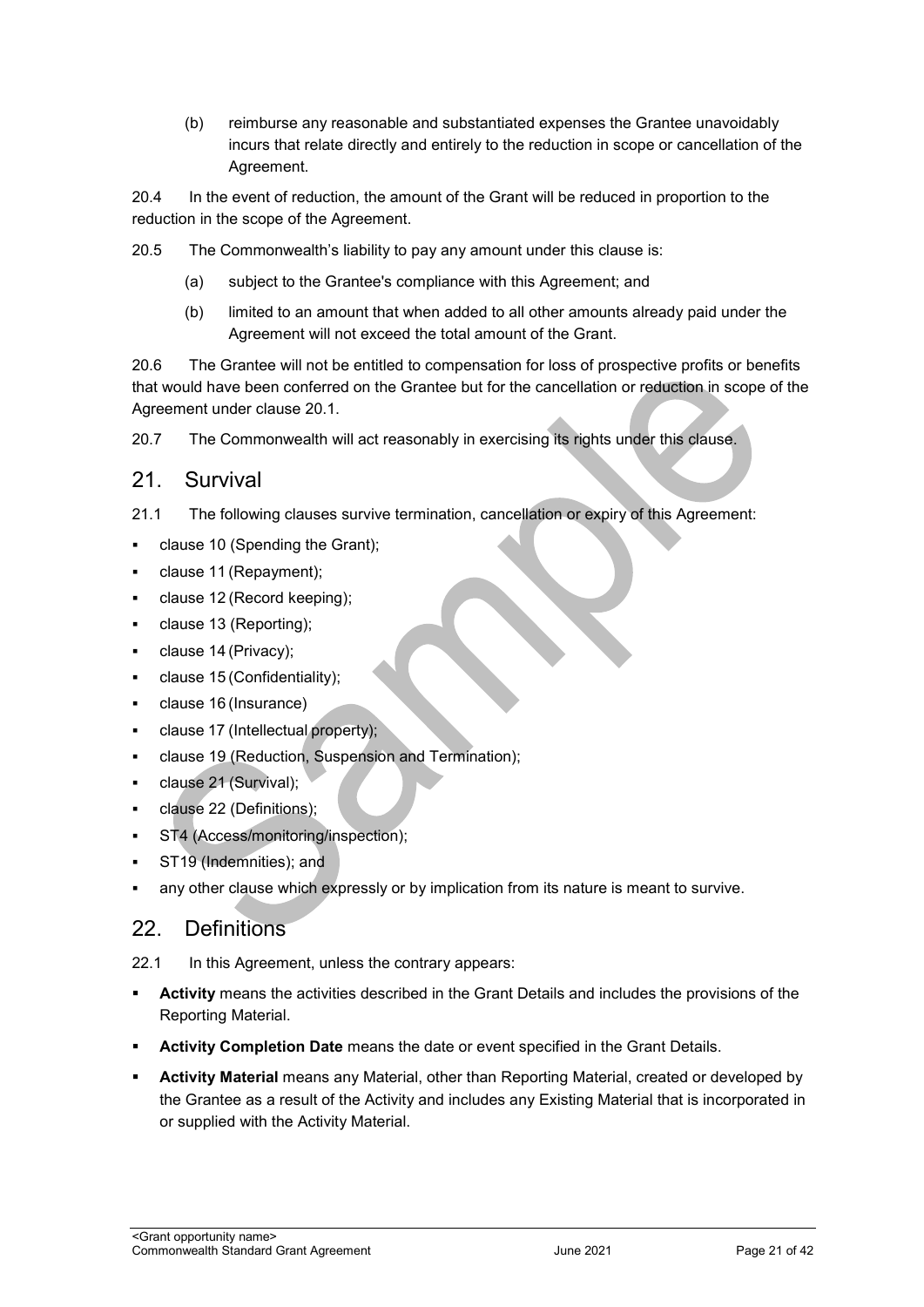(b) reimburse any reasonable and substantiated expenses the Grantee unavoidably incurs that relate directly and entirely to the reduction in scope or cancellation of the Agreement.

20.4 In the event of reduction, the amount of the Grant will be reduced in proportion to the reduction in the scope of the Agreement.

20.5 The Commonwealth's liability to pay any amount under this clause is:

(a) subject to the Grantee's compliance with this Agreement; and

(b) limited to an amount that when added to all other amounts already paid under the Agreement will not exceed the total amount of the Grant.

20.6 The Grantee will not be entitled to compensation for loss of prospective profits or benefits that would have been conferred on the Grantee but for the cancellation or reduction in scope of the Agreement under clause 20.1.

20.7 The Commonwealth will act reasonably in exercising its rights under this clause.

## 21. Survival

21.1 The following clauses survive termination, cancellation or expiry of this Agreement:

- clause 10 (Spending the Grant);
- clause 11 (Repayment);
- clause 12 (Record keeping);
- clause 13 (Reporting);
- clause 14 (Privacy);
- clause 15 (Confidentiality);
- clause 16 (Insurance)
- clause 17 (Intellectual property);
- clause 19 (Reduction, Suspension and Termination);
- clause 21 (Survival);
- clause 22 (Definitions);
- ST4 (Access/monitoring/inspection);
- ST19 (Indemnities); and
- any other clause which expressly or by implication from its nature is meant to survive.

## 22. Definitions

22.1 In this Agreement, unless the contrary appears:

- **Activity** means the activities described in the Grant Details and includes the provisions of the Reporting Material.
- **Activity Completion Date** means the date or event specified in the Grant Details.
- **Activity Material** means any Material, other than Reporting Material, created or developed by the Grantee as a result of the Activity and includes any Existing Material that is incorporated in or supplied with the Activity Material.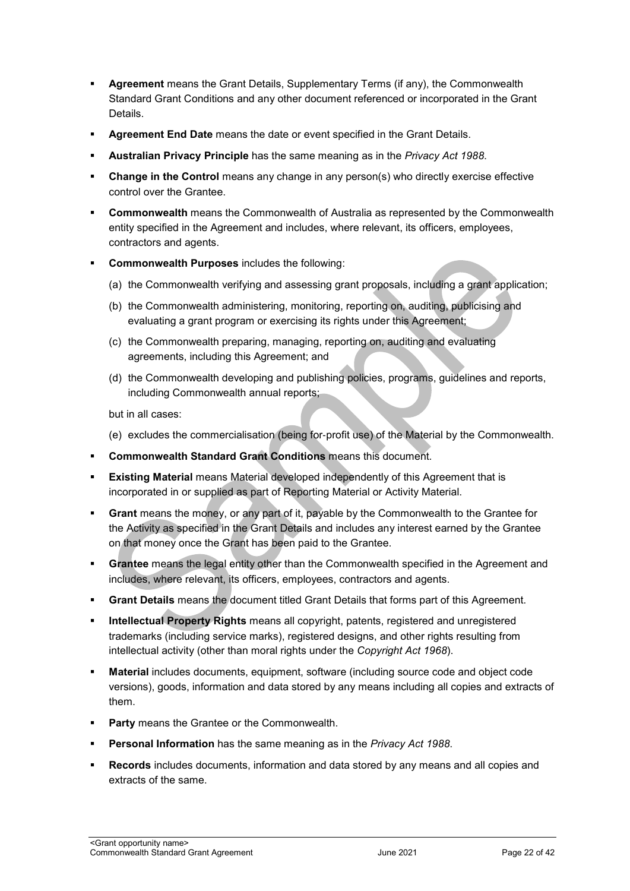- **Agreement** means the Grant Details, Supplementary Terms (if any), the Commonwealth Standard Grant Conditions and any other document referenced or incorporated in the Grant Details.
- **Agreement End Date** means the date or event specified in the Grant Details.
- **Australian Privacy Principle** has the same meaning as in the *Privacy Act 1988*.
- **Change in the Control** means any change in any person(s) who directly exercise effective control over the Grantee.
- **Commonwealth** means the Commonwealth of Australia as represented by the Commonwealth entity specified in the Agreement and includes, where relevant, its officers, employees, contractors and agents.
- **Commonwealth Purposes** includes the following:

  (a) the Commonwealth verifying and assessing grant proposals, including a grant application;

  (b) the Commonwealth administering, monitoring, reporting on, auditing, publicising and evaluating a grant program or exercising its rights under this Agreement;

  (c) the Commonwealth preparing, managing, reporting on, auditing and evaluating agreements, including this Agreement; and

  (d) the Commonwealth developing and publishing policies, programs, guidelines and reports, including Commonwealth annual reports;

  but in all cases:

  (e) excludes the commercialisation (being for-profit use) of the Material by the Commonwealth.
- **Commonwealth Standard Grant Conditions** means this document.
- **Existing Material** means Material developed independently of this Agreement that is incorporated in or supplied as part of Reporting Material or Activity Material.
- **Grant** means the money, or any part of it, payable by the Commonwealth to the Grantee for the Activity as specified in the Grant Details and includes any interest earned by the Grantee on that money once the Grant has been paid to the Grantee.
- **Grantee** means the legal entity other than the Commonwealth specified in the Agreement and includes, where relevant, its officers, employees, contractors and agents.
- **Grant Details** means the document titled Grant Details that forms part of this Agreement.
- **Intellectual Property Rights** means all copyright, patents, registered and unregistered trademarks (including service marks), registered designs, and other rights resulting from intellectual activity (other than moral rights under the *Copyright Act 1968*).
- **Material** includes documents, equipment, software (including source code and object code versions), goods, information and data stored by any means including all copies and extracts of them.
- **Party** means the Grantee or the Commonwealth.
- **Personal Information** has the same meaning as in the *Privacy Act 1988*.
- **Records** includes documents, information and data stored by any means and all copies and extracts of the same.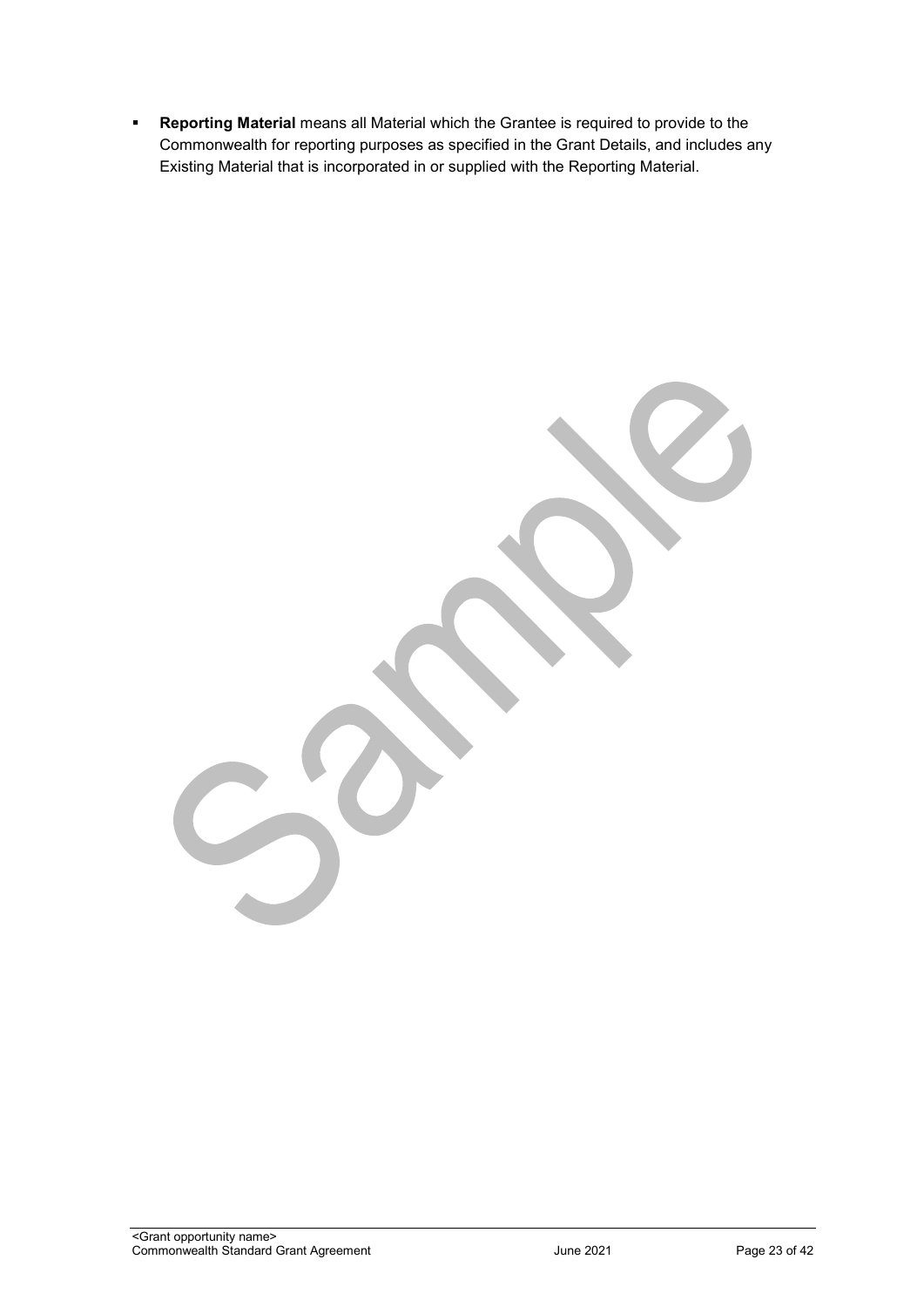- **Reporting Material** means all Material which the Grantee is required to provide to the Commonwealth for reporting purposes as specified in the Grant Details, and includes any Existing Material that is incorporated in or supplied with the Reporting Material.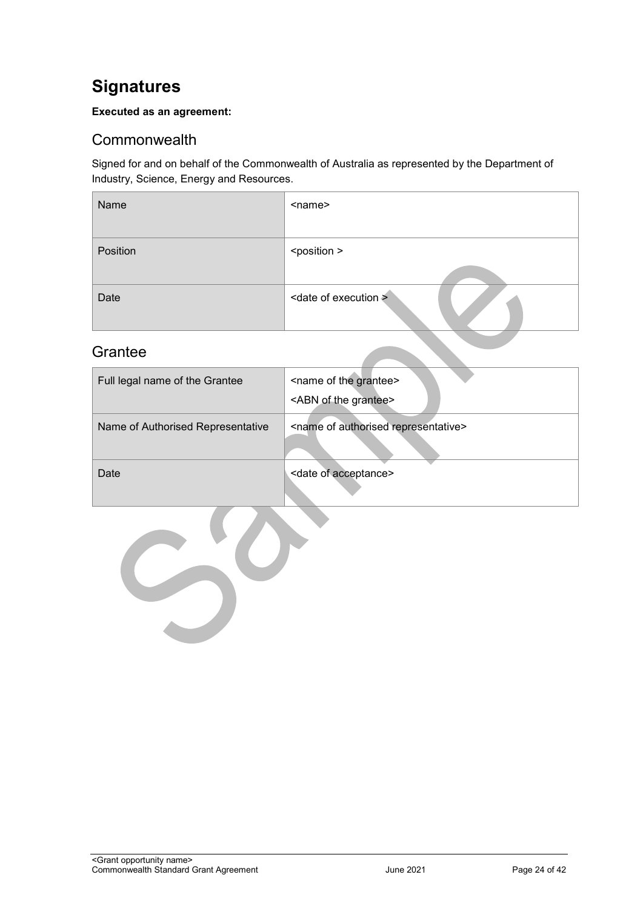# Signatures

**Executed as an agreement:**

## Commonwealth

Signed for and on behalf of the Commonwealth of Australia as represented by the Department of Industry, Science, Energy and Resources.

| Name | <name> |
|---|---|
| Position | <position > |
| Date | <date of execution > |

## Grantee

| Full legal name of the Grantee | <name of the grantee><br><ABN of the grantee> |
|---|---|
| Name of Authorised Representative | <name of authorised representative> |
| Date | <date of acceptance> |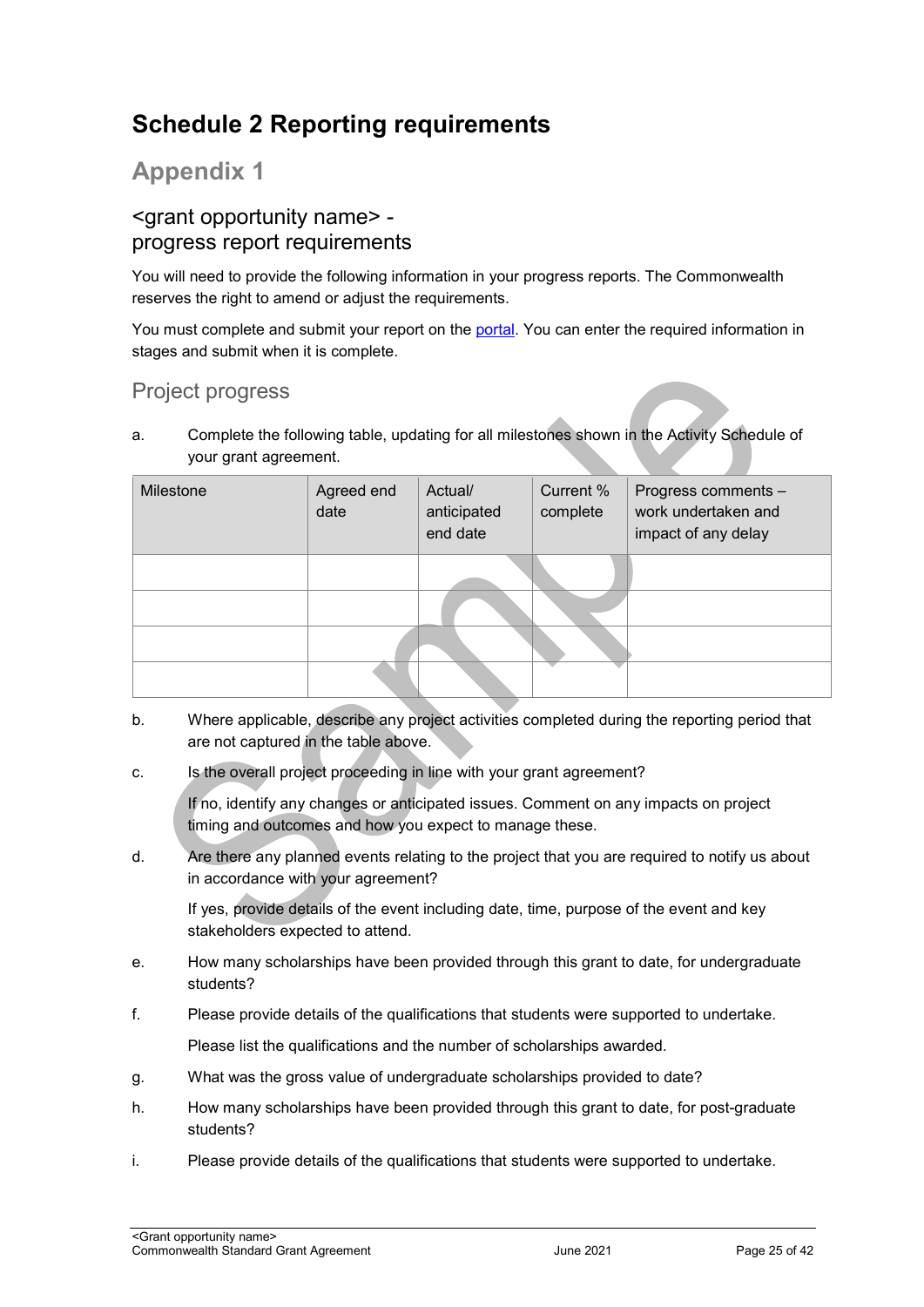# Schedule 2 Reporting requirements

## Appendix 1

### <grant opportunity name> - progress report requirements

You will need to provide the following information in your progress reports. The Commonwealth reserves the right to amend or adjust the requirements.

You must complete and submit your report on the portal. You can enter the required information in stages and submit when it is complete.

### Project progress

a. Complete the following table, updating for all milestones shown in the Activity Schedule of your grant agreement.

| Milestone | Agreed end date | Actual/ anticipated end date | Current % complete | Progress comments – work undertaken and impact of any delay |
|---|---|---|---|---|
| | | | | |
| | | | | |
| | | | | |
| | | | | |

b. Where applicable, describe any project activities completed during the reporting period that are not captured in the table above.

c. Is the overall project proceeding in line with your grant agreement?

   If no, identify any changes or anticipated issues. Comment on any impacts on project timing and outcomes and how you expect to manage these.

d. Are there any planned events relating to the project that you are required to notify us about in accordance with your agreement?

   If yes, provide details of the event including date, time, purpose of the event and key stakeholders expected to attend.

e. How many scholarships have been provided through this grant to date, for undergraduate students?

f. Please provide details of the qualifications that students were supported to undertake.

   Please list the qualifications and the number of scholarships awarded.

g. What was the gross value of undergraduate scholarships provided to date?

h. How many scholarships have been provided through this grant to date, for post-graduate students?

i. Please provide details of the qualifications that students were supported to undertake.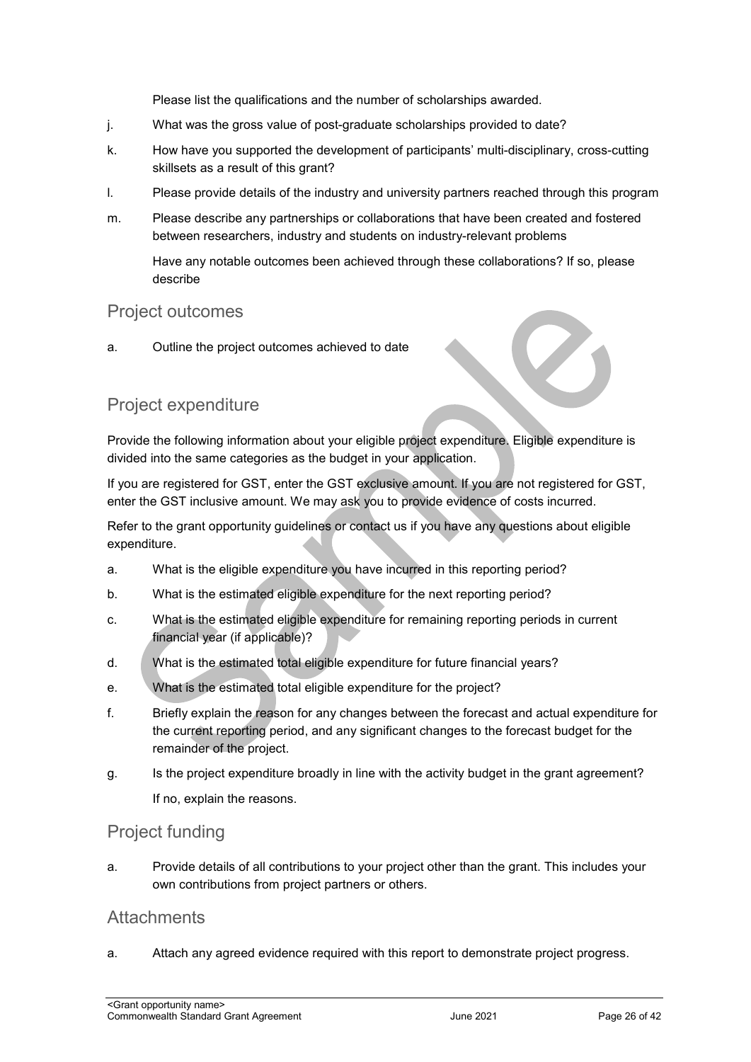Please list the qualifications and the number of scholarships awarded.

j. What was the gross value of post-graduate scholarships provided to date?

k. How have you supported the development of participants' multi-disciplinary, cross-cutting skillsets as a result of this grant?

l. Please provide details of the industry and university partners reached through this program

m. Please describe any partnerships or collaborations that have been created and fostered between researchers, industry and students on industry-relevant problems

   Have any notable outcomes been achieved through these collaborations? If so, please describe

## Project outcomes

a. Outline the project outcomes achieved to date

## Project expenditure

Provide the following information about your eligible project expenditure. Eligible expenditure is divided into the same categories as the budget in your application.

If you are registered for GST, enter the GST exclusive amount. If you are not registered for GST, enter the GST inclusive amount. We may ask you to provide evidence of costs incurred.

Refer to the grant opportunity guidelines or contact us if you have any questions about eligible expenditure.

a. What is the eligible expenditure you have incurred in this reporting period?

b. What is the estimated eligible expenditure for the next reporting period?

c. What is the estimated eligible expenditure for remaining reporting periods in current financial year (if applicable)?

d. What is the estimated total eligible expenditure for future financial years?

e. What is the estimated total eligible expenditure for the project?

f. Briefly explain the reason for any changes between the forecast and actual expenditure for the current reporting period, and any significant changes to the forecast budget for the remainder of the project.

g. Is the project expenditure broadly in line with the activity budget in the grant agreement?

   If no, explain the reasons.

## Project funding

a. Provide details of all contributions to your project other than the grant. This includes your own contributions from project partners or others.

## Attachments

a. Attach any agreed evidence required with this report to demonstrate project progress.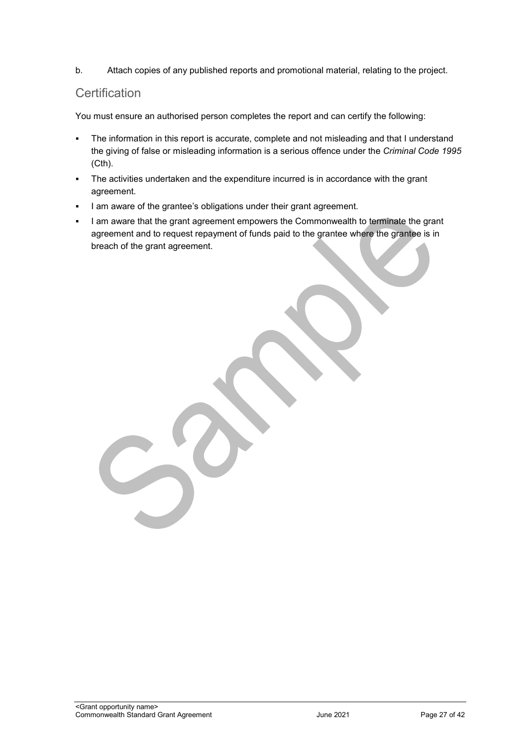b. Attach copies of any published reports and promotional material, relating to the project.

## Certification

You must ensure an authorised person completes the report and can certify the following:

- The information in this report is accurate, complete and not misleading and that I understand the giving of false or misleading information is a serious offence under the *Criminal Code 1995* (Cth).
- The activities undertaken and the expenditure incurred is in accordance with the grant agreement.
- I am aware of the grantee's obligations under their grant agreement.
- I am aware that the grant agreement empowers the Commonwealth to terminate the grant agreement and to request repayment of funds paid to the grantee where the grantee is in breach of the grant agreement.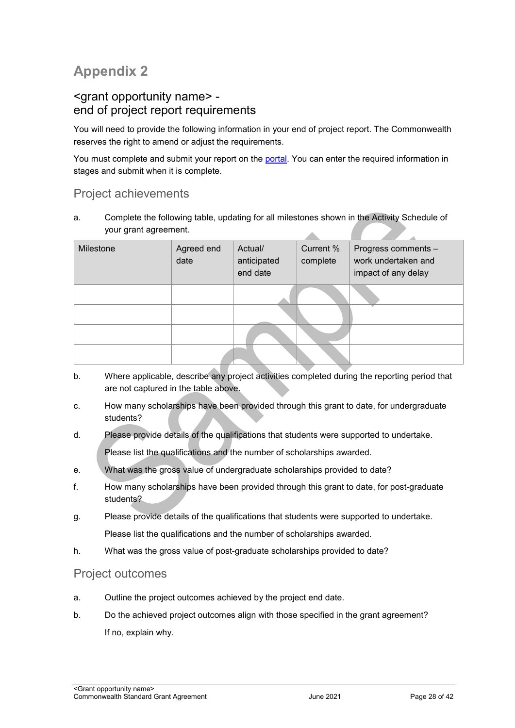# Appendix 2

## <grant opportunity name> - end of project report requirements

You will need to provide the following information in your end of project report. The Commonwealth reserves the right to amend or adjust the requirements.

You must complete and submit your report on the [portal](). You can enter the required information in stages and submit when it is complete.

### Project achievements

a. Complete the following table, updating for all milestones shown in the Activity Schedule of your grant agreement.

| Milestone | Agreed end date | Actual/ anticipated end date | Current % complete | Progress comments – work undertaken and impact of any delay |
|---|---|---|---|---|
| | | | | |
| | | | | |
| | | | | |
| | | | | |

b. Where applicable, describe any project activities completed during the reporting period that are not captured in the table above.

c. How many scholarships have been provided through this grant to date, for undergraduate students?

d. Please provide details of the qualifications that students were supported to undertake.

   Please list the qualifications and the number of scholarships awarded.

e. What was the gross value of undergraduate scholarships provided to date?

f. How many scholarships have been provided through this grant to date, for post-graduate students?

g. Please provide details of the qualifications that students were supported to undertake.

   Please list the qualifications and the number of scholarships awarded.

h. What was the gross value of post-graduate scholarships provided to date?

### Project outcomes

a. Outline the project outcomes achieved by the project end date.

b. Do the achieved project outcomes align with those specified in the grant agreement?

   If no, explain why.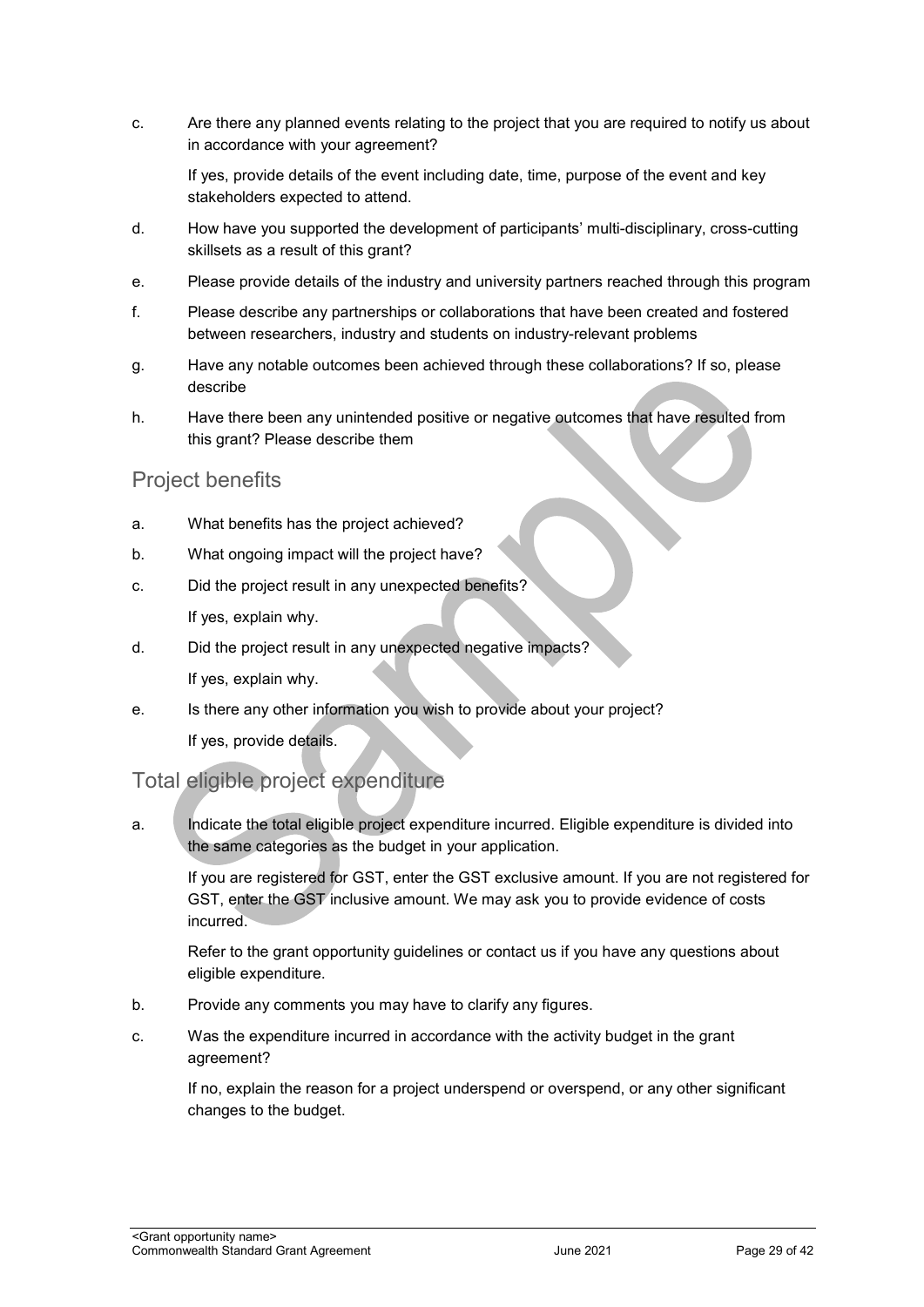c. Are there any planned events relating to the project that you are required to notify us about in accordance with your agreement?

   If yes, provide details of the event including date, time, purpose of the event and key stakeholders expected to attend.

d. How have you supported the development of participants' multi-disciplinary, cross-cutting skillsets as a result of this grant?

e. Please provide details of the industry and university partners reached through this program

f. Please describe any partnerships or collaborations that have been created and fostered between researchers, industry and students on industry-relevant problems

g. Have any notable outcomes been achieved through these collaborations? If so, please describe

h. Have there been any unintended positive or negative outcomes that have resulted from this grant? Please describe them

## Project benefits

a. What benefits has the project achieved?

b. What ongoing impact will the project have?

c. Did the project result in any unexpected benefits?

   If yes, explain why.

d. Did the project result in any unexpected negative impacts?

   If yes, explain why.

e. Is there any other information you wish to provide about your project?

   If yes, provide details.

## Total eligible project expenditure

a. Indicate the total eligible project expenditure incurred. Eligible expenditure is divided into the same categories as the budget in your application.

   If you are registered for GST, enter the GST exclusive amount. If you are not registered for GST, enter the GST inclusive amount. We may ask you to provide evidence of costs incurred.

   Refer to the grant opportunity guidelines or contact us if you have any questions about eligible expenditure.

b. Provide any comments you may have to clarify any figures.

c. Was the expenditure incurred in accordance with the activity budget in the grant agreement?

   If no, explain the reason for a project underspend or overspend, or any other significant changes to the budget.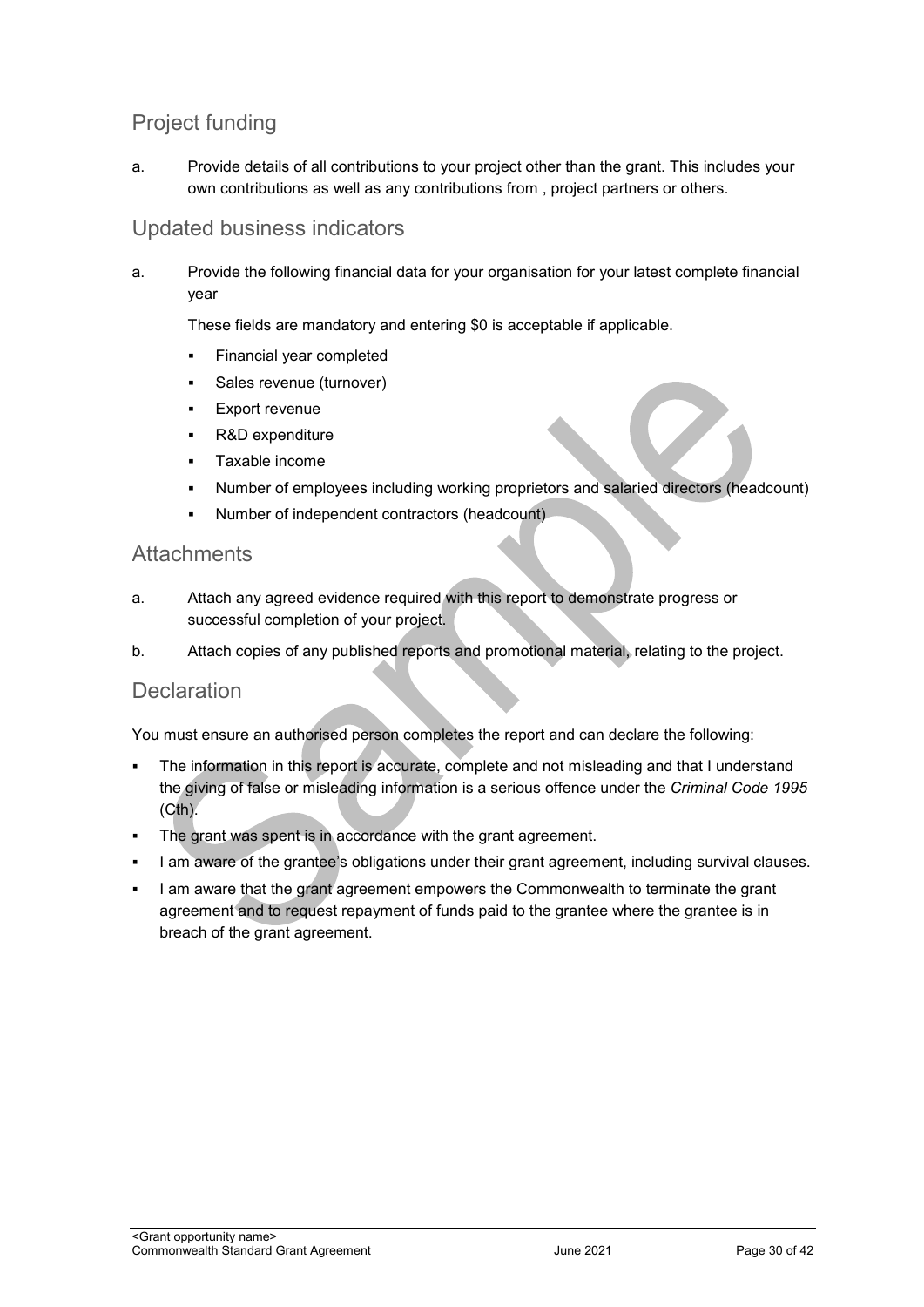## Project funding

a. Provide details of all contributions to your project other than the grant. This includes your own contributions as well as any contributions from , project partners or others.

## Updated business indicators

a. Provide the following financial data for your organisation for your latest complete financial year

   These fields are mandatory and entering $0 is acceptable if applicable.

   - Financial year completed
   - Sales revenue (turnover)
   - Export revenue
   - R&D expenditure
   - Taxable income
   - Number of employees including working proprietors and salaried directors (headcount)
   - Number of independent contractors (headcount)

## Attachments

a. Attach any agreed evidence required with this report to demonstrate progress or successful completion of your project.

b. Attach copies of any published reports and promotional material, relating to the project.

## Declaration

You must ensure an authorised person completes the report and can declare the following:

- The information in this report is accurate, complete and not misleading and that I understand the giving of false or misleading information is a serious offence under the *Criminal Code 1995* (Cth).
- The grant was spent is in accordance with the grant agreement.
- I am aware of the grantee's obligations under their grant agreement, including survival clauses.
- I am aware that the grant agreement empowers the Commonwealth to terminate the grant agreement and to request repayment of funds paid to the grantee where the grantee is in breach of the grant agreement.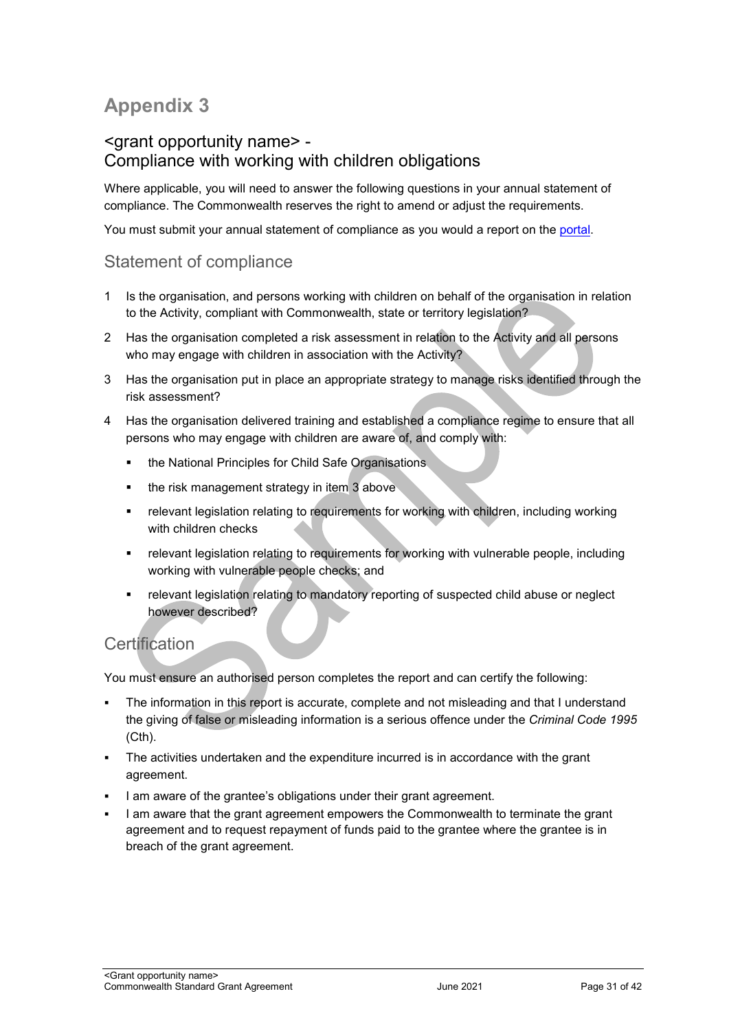# Appendix 3

## <grant opportunity name> - Compliance with working with children obligations

Where applicable, you will need to answer the following questions in your annual statement of compliance. The Commonwealth reserves the right to amend or adjust the requirements.

You must submit your annual statement of compliance as you would a report on the portal.

### Statement of compliance

1. Is the organisation, and persons working with children on behalf of the organisation in relation to the Activity, compliant with Commonwealth, state or territory legislation?
2. Has the organisation completed a risk assessment in relation to the Activity and all persons who may engage with children in association with the Activity?
3. Has the organisation put in place an appropriate strategy to manage risks identified through the risk assessment?
4. Has the organisation delivered training and established a compliance regime to ensure that all persons who may engage with children are aware of, and comply with:
   - the National Principles for Child Safe Organisations
   - the risk management strategy in item 3 above
   - relevant legislation relating to requirements for working with children, including working with children checks
   - relevant legislation relating to requirements for working with vulnerable people, including working with vulnerable people checks; and
   - relevant legislation relating to mandatory reporting of suspected child abuse or neglect however described?

### Certification

You must ensure an authorised person completes the report and can certify the following:

- The information in this report is accurate, complete and not misleading and that I understand the giving of false or misleading information is a serious offence under the *Criminal Code 1995* (Cth).
- The activities undertaken and the expenditure incurred is in accordance with the grant agreement.
- I am aware of the grantee's obligations under their grant agreement.
- I am aware that the grant agreement empowers the Commonwealth to terminate the grant agreement and to request repayment of funds paid to the grantee where the grantee is in breach of the grant agreement.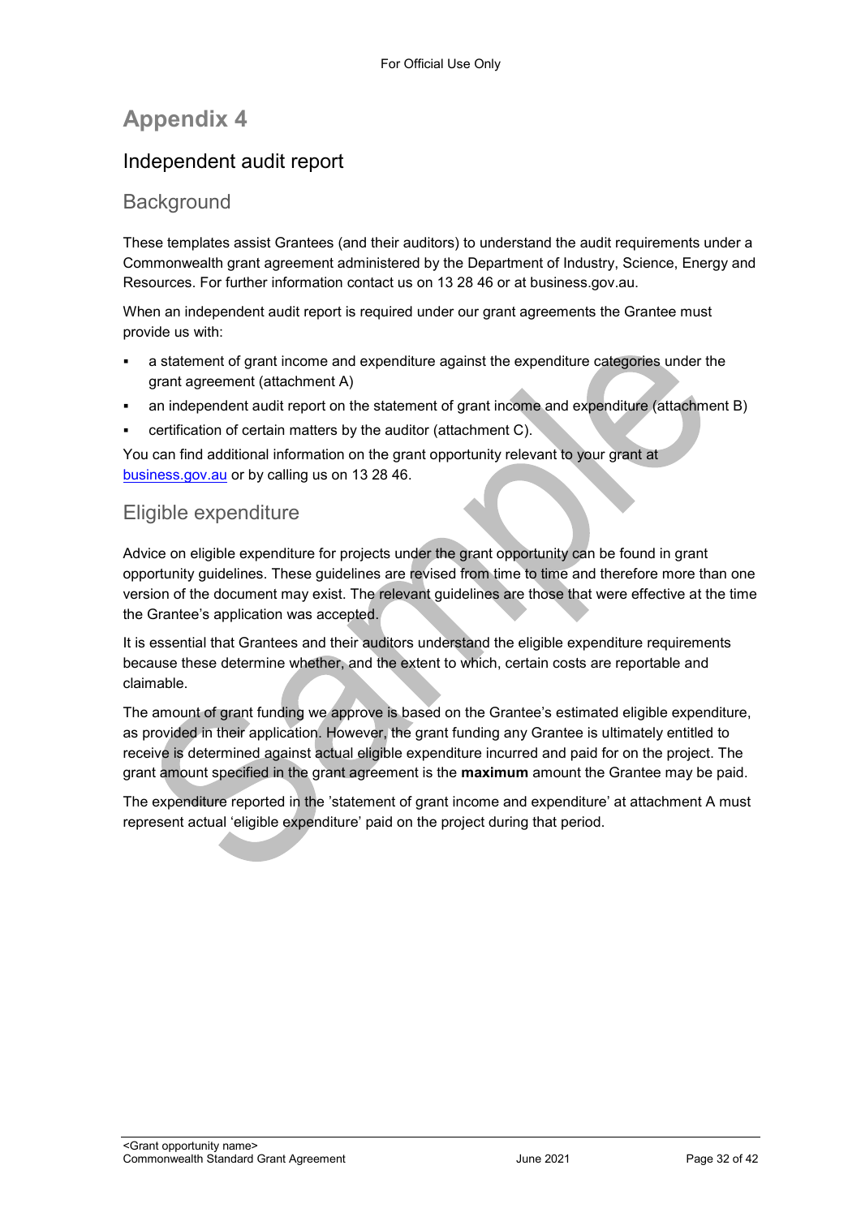# Appendix 4

## Independent audit report

### Background

These templates assist Grantees (and their auditors) to understand the audit requirements under a Commonwealth grant agreement administered by the Department of Industry, Science, Energy and Resources. For further information contact us on 13 28 46 or at business.gov.au.

When an independent audit report is required under our grant agreements the Grantee must provide us with:

- a statement of grant income and expenditure against the expenditure categories under the grant agreement (attachment A)
- an independent audit report on the statement of grant income and expenditure (attachment B)
- certification of certain matters by the auditor (attachment C).

You can find additional information on the grant opportunity relevant to your grant at business.gov.au or by calling us on 13 28 46.

### Eligible expenditure

Advice on eligible expenditure for projects under the grant opportunity can be found in grant opportunity guidelines. These guidelines are revised from time to time and therefore more than one version of the document may exist. The relevant guidelines are those that were effective at the time the Grantee's application was accepted.

It is essential that Grantees and their auditors understand the eligible expenditure requirements because these determine whether, and the extent to which, certain costs are reportable and claimable.

The amount of grant funding we approve is based on the Grantee's estimated eligible expenditure, as provided in their application. However, the grant funding any Grantee is ultimately entitled to receive is determined against actual eligible expenditure incurred and paid for on the project. The grant amount specified in the grant agreement is the **maximum** amount the Grantee may be paid.

The expenditure reported in the 'statement of grant income and expenditure' at attachment A must represent actual 'eligible expenditure' paid on the project during that period.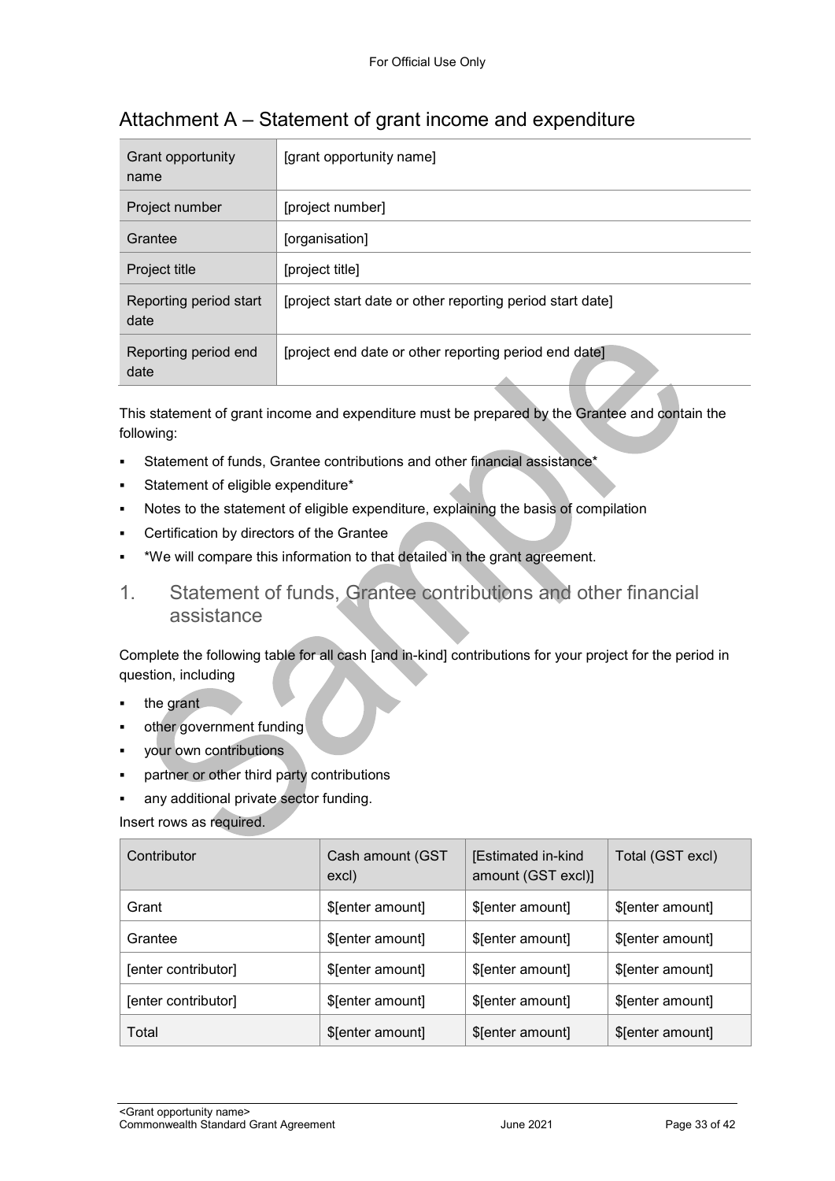# Attachment A – Statement of grant income and expenditure

| Grant opportunity name | [grant opportunity name] |
|---|---|
| Project number | [project number] |
| Grantee | [organisation] |
| Project title | [project title] |
| Reporting period start date | [project start date or other reporting period start date] |
| Reporting period end date | [project end date or other reporting period end date] |

This statement of grant income and expenditure must be prepared by the Grantee and contain the following:

- Statement of funds, Grantee contributions and other financial assistance*
- Statement of eligible expenditure*
- Notes to the statement of eligible expenditure, explaining the basis of compilation
- Certification by directors of the Grantee
- *We will compare this information to that detailed in the grant agreement.

## 1. Statement of funds, Grantee contributions and other financial assistance

Complete the following table for all cash [and in-kind] contributions for your project for the period in question, including

- the grant
- other government funding
- your own contributions
- partner or other third party contributions
- any additional private sector funding.

Insert rows as required.

| Contributor | Cash amount (GST excl) | [Estimated in-kind amount (GST excl)] | Total (GST excl) |
|---|---|---|---|
| Grant | $[enter amount] | $[enter amount] | $[enter amount] |
| Grantee | $[enter amount] | $[enter amount] | $[enter amount] |
| [enter contributor] | $[enter amount] | $[enter amount] | $[enter amount] |
| [enter contributor] | $[enter amount] | $[enter amount] | $[enter amount] |
| Total | $[enter amount] | $[enter amount] | $[enter amount] |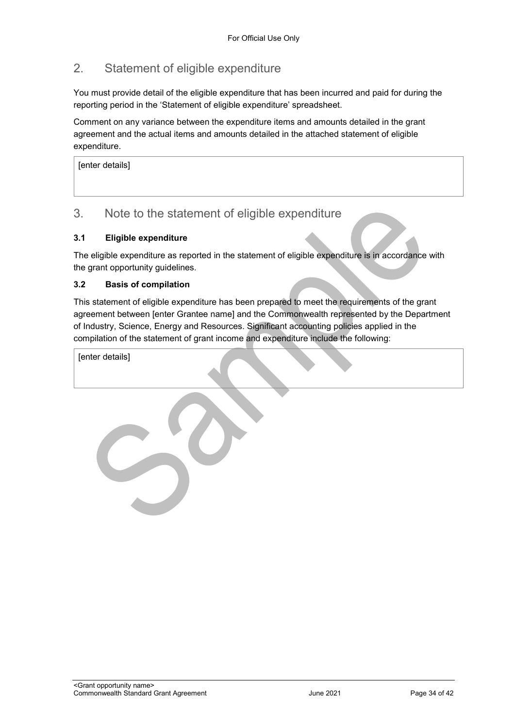## 2. Statement of eligible expenditure

You must provide detail of the eligible expenditure that has been incurred and paid for during the reporting period in the 'Statement of eligible expenditure' spreadsheet.

Comment on any variance between the expenditure items and amounts detailed in the grant agreement and the actual items and amounts detailed in the attached statement of eligible expenditure.

| [enter details] |
|---|

## 3. Note to the statement of eligible expenditure

### 3.1 Eligible expenditure

The eligible expenditure as reported in the statement of eligible expenditure is in accordance with the grant opportunity guidelines.

### 3.2 Basis of compilation

This statement of eligible expenditure has been prepared to meet the requirements of the grant agreement between [enter Grantee name] and the Commonwealth represented by the Department of Industry, Science, Energy and Resources. Significant accounting policies applied in the compilation of the statement of grant income and expenditure include the following:

| [enter details] |
|---|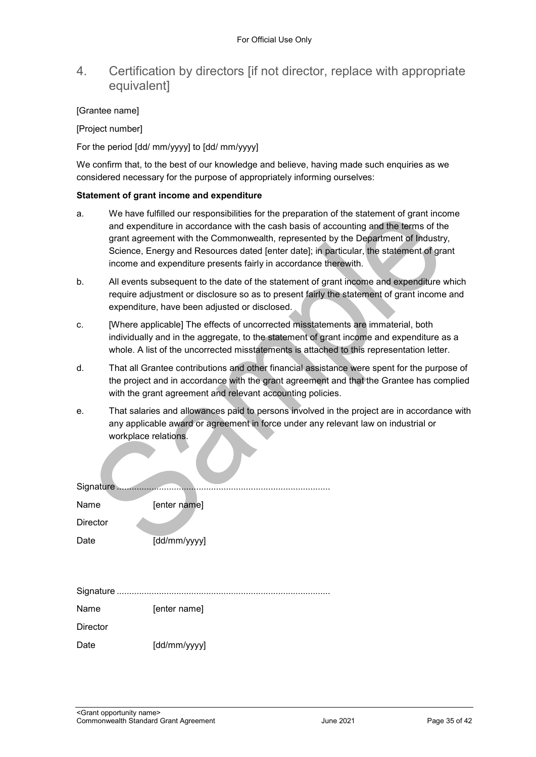## 4. Certification by directors [if not director, replace with appropriate equivalent]

[Grantee name]

[Project number]

For the period [dd/ mm/yyyy] to [dd/ mm/yyyy]

We confirm that, to the best of our knowledge and believe, having made such enquiries as we considered necessary for the purpose of appropriately informing ourselves:

**Statement of grant income and expenditure**

a. We have fulfilled our responsibilities for the preparation of the statement of grant income and expenditure in accordance with the cash basis of accounting and the terms of the grant agreement with the Commonwealth, represented by the Department of Industry, Science, Energy and Resources dated [enter date]; in particular, the statement of grant income and expenditure presents fairly in accordance therewith.

b. All events subsequent to the date of the statement of grant income and expenditure which require adjustment or disclosure so as to present fairly the statement of grant income and expenditure, have been adjusted or disclosed.

c. [Where applicable] The effects of uncorrected misstatements are immaterial, both individually and in the aggregate, to the statement of grant income and expenditure as a whole. A list of the uncorrected misstatements is attached to this representation letter.

d. That all Grantee contributions and other financial assistance were spent for the purpose of the project and in accordance with the grant agreement and that the Grantee has complied with the grant agreement and relevant accounting policies.

e. That salaries and allowances paid to persons involved in the project are in accordance with any applicable award or agreement in force under any relevant law on industrial or workplace relations.

Signature ....................................................................................

Name [enter name]

Director

Date [dd/mm/yyyy]

Signature ....................................................................................

Name [enter name]

Director

Date [dd/mm/yyyy]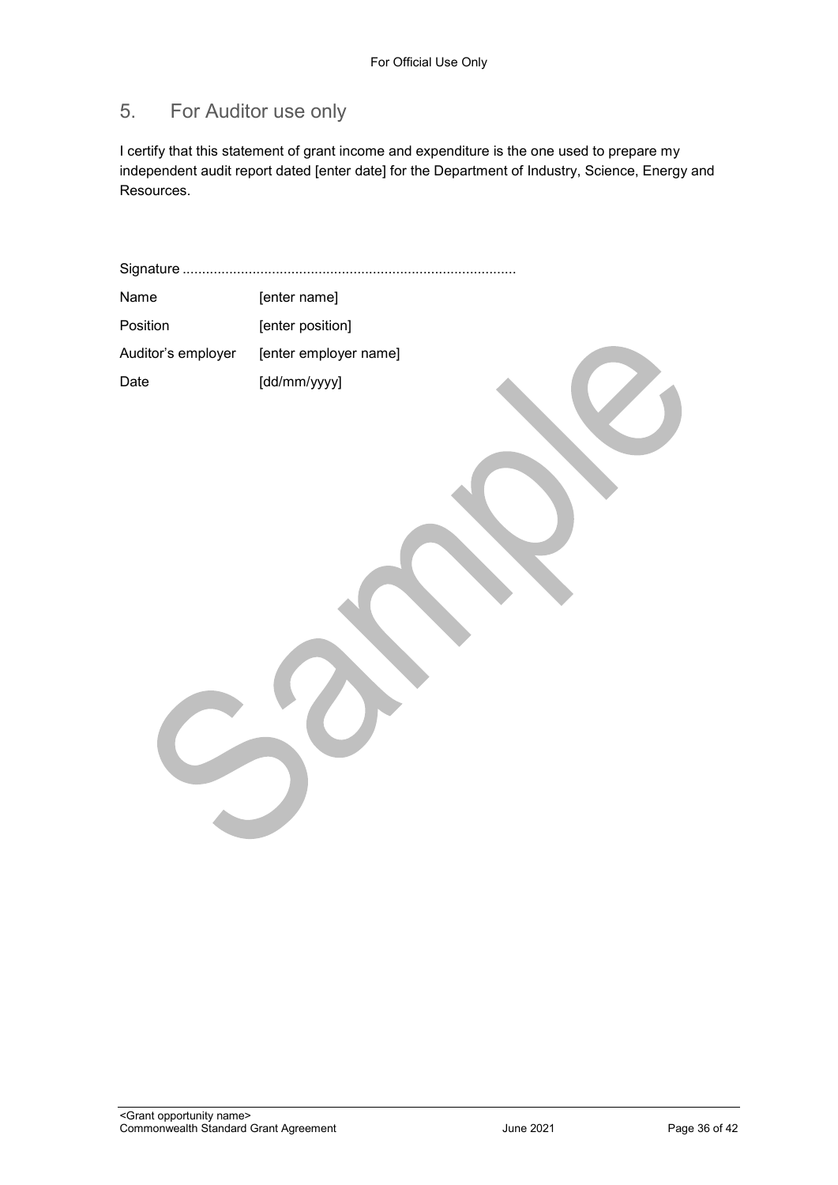## 5. For Auditor use only

I certify that this statement of grant income and expenditure is the one used to prepare my independent audit report dated [enter date] for the Department of Industry, Science, Energy and Resources.

Signature .....................................................................................

| | |
|---|---|
| Name | [enter name] |
| Position | [enter position] |
| Auditor's employer | [enter employer name] |
| Date | [dd/mm/yyyy] |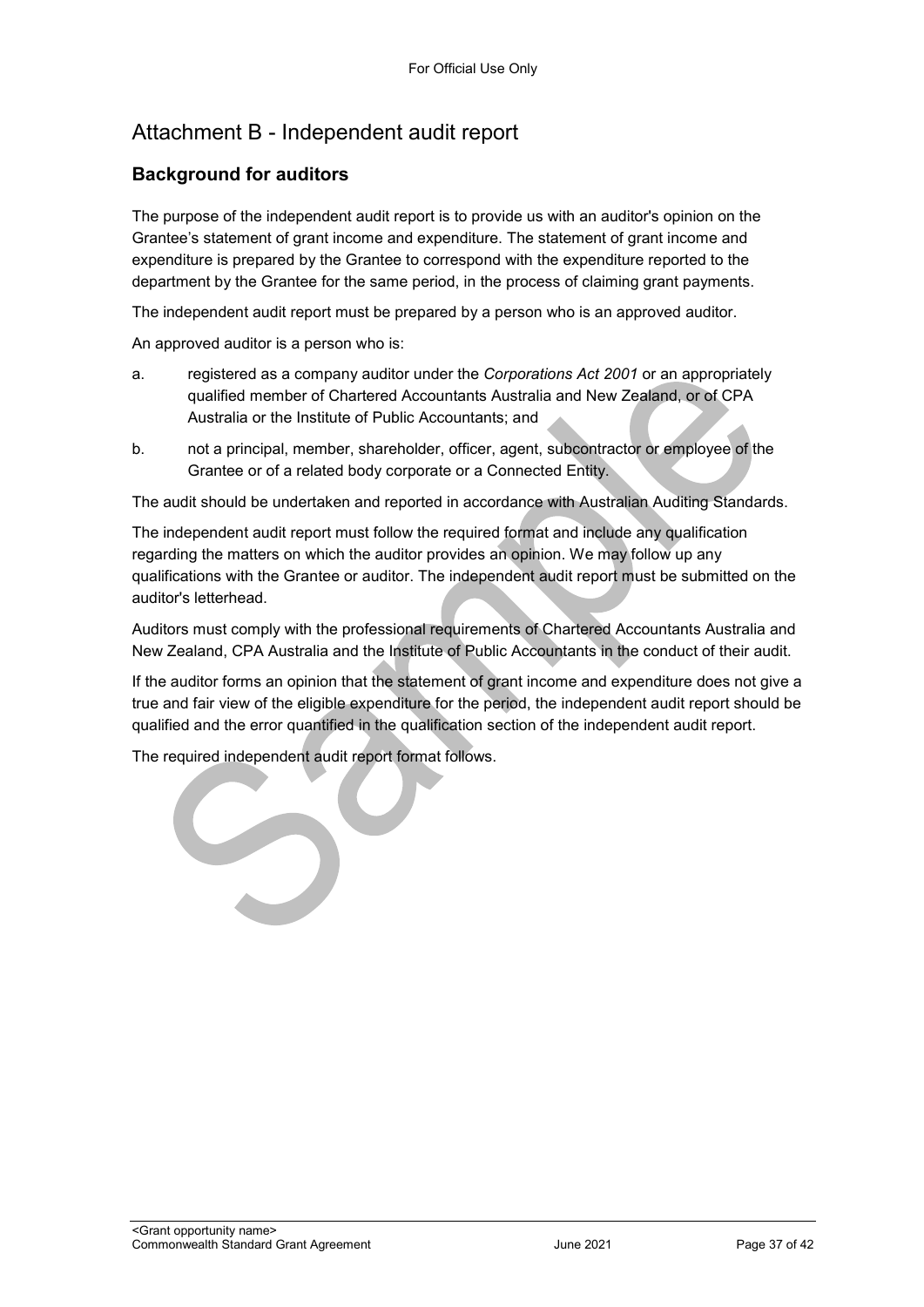# Attachment B - Independent audit report

## Background for auditors

The purpose of the independent audit report is to provide us with an auditor's opinion on the Grantee's statement of grant income and expenditure. The statement of grant income and expenditure is prepared by the Grantee to correspond with the expenditure reported to the department by the Grantee for the same period, in the process of claiming grant payments.

The independent audit report must be prepared by a person who is an approved auditor.

An approved auditor is a person who is:

a. registered as a company auditor under the *Corporations Act 2001* or an appropriately qualified member of Chartered Accountants Australia and New Zealand, or of CPA Australia or the Institute of Public Accountants; and

b. not a principal, member, shareholder, officer, agent, subcontractor or employee of the Grantee or of a related body corporate or a Connected Entity.

The audit should be undertaken and reported in accordance with Australian Auditing Standards.

The independent audit report must follow the required format and include any qualification regarding the matters on which the auditor provides an opinion. We may follow up any qualifications with the Grantee or auditor. The independent audit report must be submitted on the auditor's letterhead.

Auditors must comply with the professional requirements of Chartered Accountants Australia and New Zealand, CPA Australia and the Institute of Public Accountants in the conduct of their audit.

If the auditor forms an opinion that the statement of grant income and expenditure does not give a true and fair view of the eligible expenditure for the period, the independent audit report should be qualified and the error quantified in the qualification section of the independent audit report.

The required independent audit report format follows.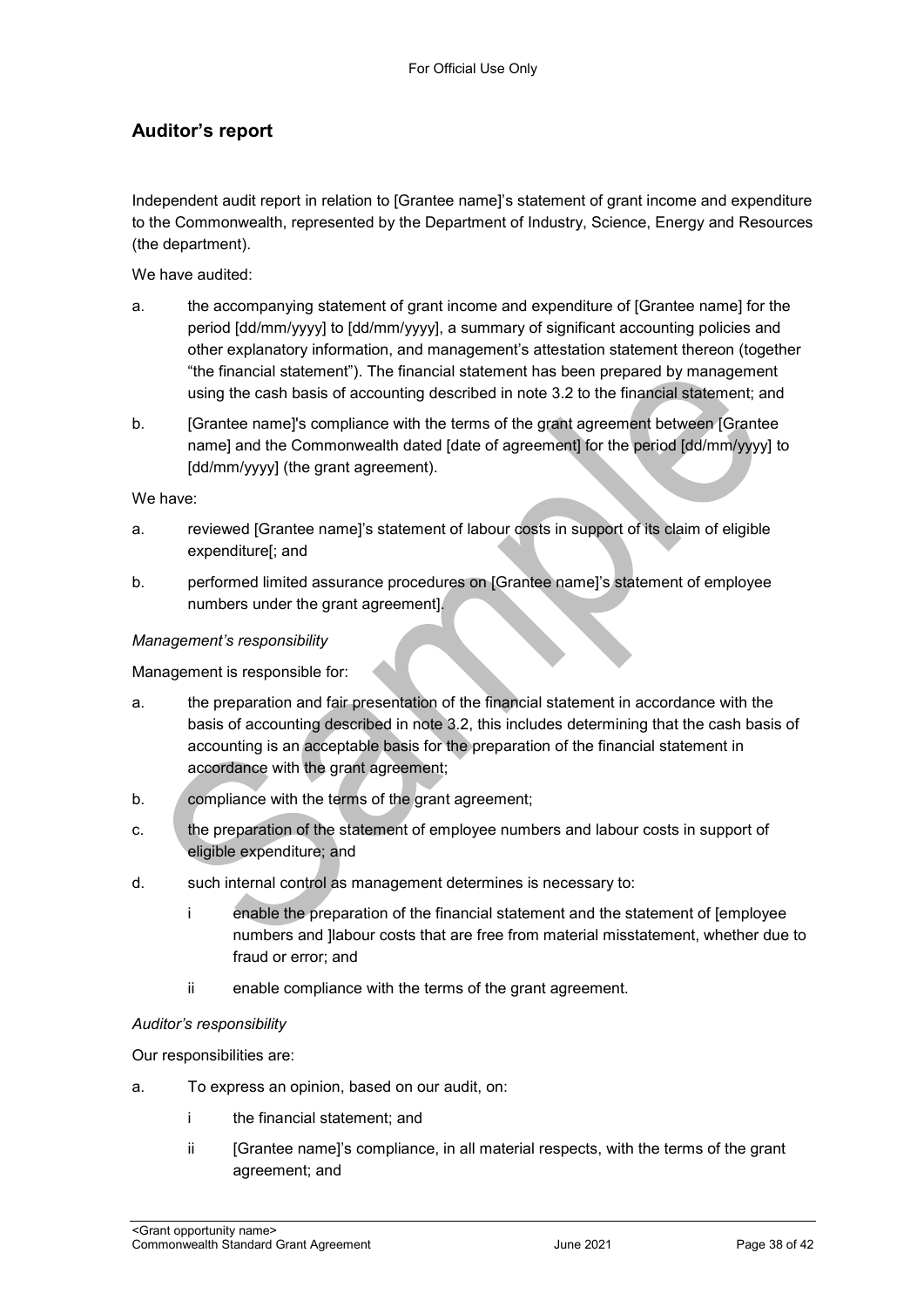## Auditor's report

Independent audit report in relation to [Grantee name]'s statement of grant income and expenditure to the Commonwealth, represented by the Department of Industry, Science, Energy and Resources (the department).

We have audited:

a. the accompanying statement of grant income and expenditure of [Grantee name] for the period [dd/mm/yyyy] to [dd/mm/yyyy], a summary of significant accounting policies and other explanatory information, and management's attestation statement thereon (together "the financial statement"). The financial statement has been prepared by management using the cash basis of accounting described in note 3.2 to the financial statement; and

b. [Grantee name]'s compliance with the terms of the grant agreement between [Grantee name] and the Commonwealth dated [date of agreement] for the period [dd/mm/yyyy] to [dd/mm/yyyy] (the grant agreement).

We have:

a. reviewed [Grantee name]'s statement of labour costs in support of its claim of eligible expenditure[; and

b. performed limited assurance procedures on [Grantee name]'s statement of employee numbers under the grant agreement].

*Management's responsibility*

Management is responsible for:

a. the preparation and fair presentation of the financial statement in accordance with the basis of accounting described in note 3.2, this includes determining that the cash basis of accounting is an acceptable basis for the preparation of the financial statement in accordance with the grant agreement;

b. compliance with the terms of the grant agreement;

c. the preparation of the statement of employee numbers and labour costs in support of eligible expenditure; and

d. such internal control as management determines is necessary to:

   i enable the preparation of the financial statement and the statement of [employee numbers and ]labour costs that are free from material misstatement, whether due to fraud or error; and

   ii enable compliance with the terms of the grant agreement.

*Auditor's responsibility*

Our responsibilities are:

a. To express an opinion, based on our audit, on:

   i the financial statement; and

   ii [Grantee name]'s compliance, in all material respects, with the terms of the grant agreement; and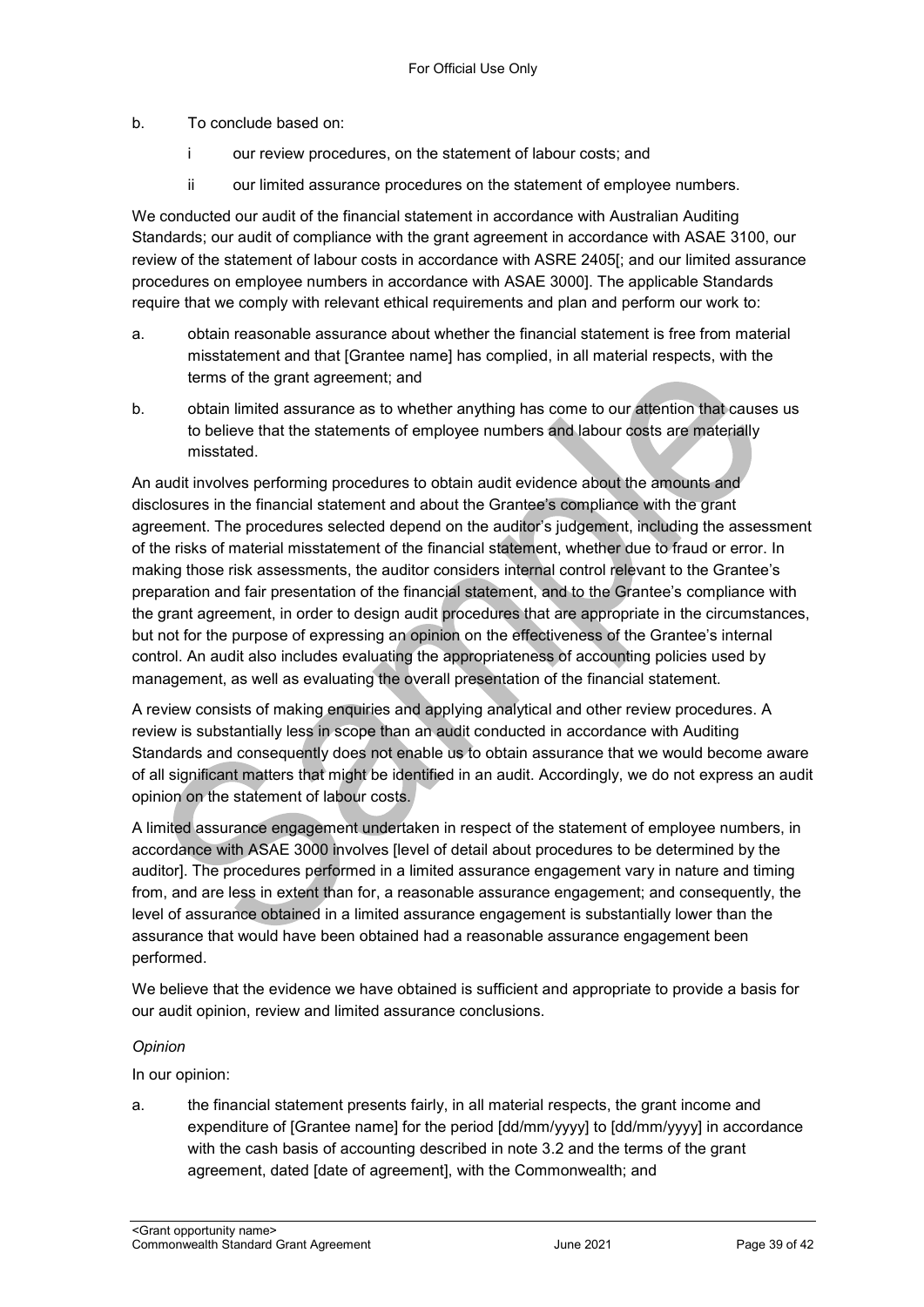b. To conclude based on:

   i our review procedures, on the statement of labour costs; and

   ii our limited assurance procedures on the statement of employee numbers.

We conducted our audit of the financial statement in accordance with Australian Auditing Standards; our audit of compliance with the grant agreement in accordance with ASAE 3100, our review of the statement of labour costs in accordance with ASRE 2405[; and our limited assurance procedures on employee numbers in accordance with ASAE 3000]. The applicable Standards require that we comply with relevant ethical requirements and plan and perform our work to:

a. obtain reasonable assurance about whether the financial statement is free from material misstatement and that [Grantee name] has complied, in all material respects, with the terms of the grant agreement; and

b. obtain limited assurance as to whether anything has come to our attention that causes us to believe that the statements of employee numbers and labour costs are materially misstated.

An audit involves performing procedures to obtain audit evidence about the amounts and disclosures in the financial statement and about the Grantee's compliance with the grant agreement. The procedures selected depend on the auditor's judgement, including the assessment of the risks of material misstatement of the financial statement, whether due to fraud or error. In making those risk assessments, the auditor considers internal control relevant to the Grantee's preparation and fair presentation of the financial statement, and to the Grantee's compliance with the grant agreement, in order to design audit procedures that are appropriate in the circumstances, but not for the purpose of expressing an opinion on the effectiveness of the Grantee's internal control. An audit also includes evaluating the appropriateness of accounting policies used by management, as well as evaluating the overall presentation of the financial statement.

A review consists of making enquiries and applying analytical and other review procedures. A review is substantially less in scope than an audit conducted in accordance with Auditing Standards and consequently does not enable us to obtain assurance that we would become aware of all significant matters that might be identified in an audit. Accordingly, we do not express an audit opinion on the statement of labour costs.

A limited assurance engagement undertaken in respect of the statement of employee numbers, in accordance with ASAE 3000 involves [level of detail about procedures to be determined by the auditor]. The procedures performed in a limited assurance engagement vary in nature and timing from, and are less in extent than for, a reasonable assurance engagement; and consequently, the level of assurance obtained in a limited assurance engagement is substantially lower than the assurance that would have been obtained had a reasonable assurance engagement been performed.

We believe that the evidence we have obtained is sufficient and appropriate to provide a basis for our audit opinion, review and limited assurance conclusions.

*Opinion*

In our opinion:

a. the financial statement presents fairly, in all material respects, the grant income and expenditure of [Grantee name] for the period [dd/mm/yyyy] to [dd/mm/yyyy] in accordance with the cash basis of accounting described in note 3.2 and the terms of the grant agreement, dated [date of agreement], with the Commonwealth; and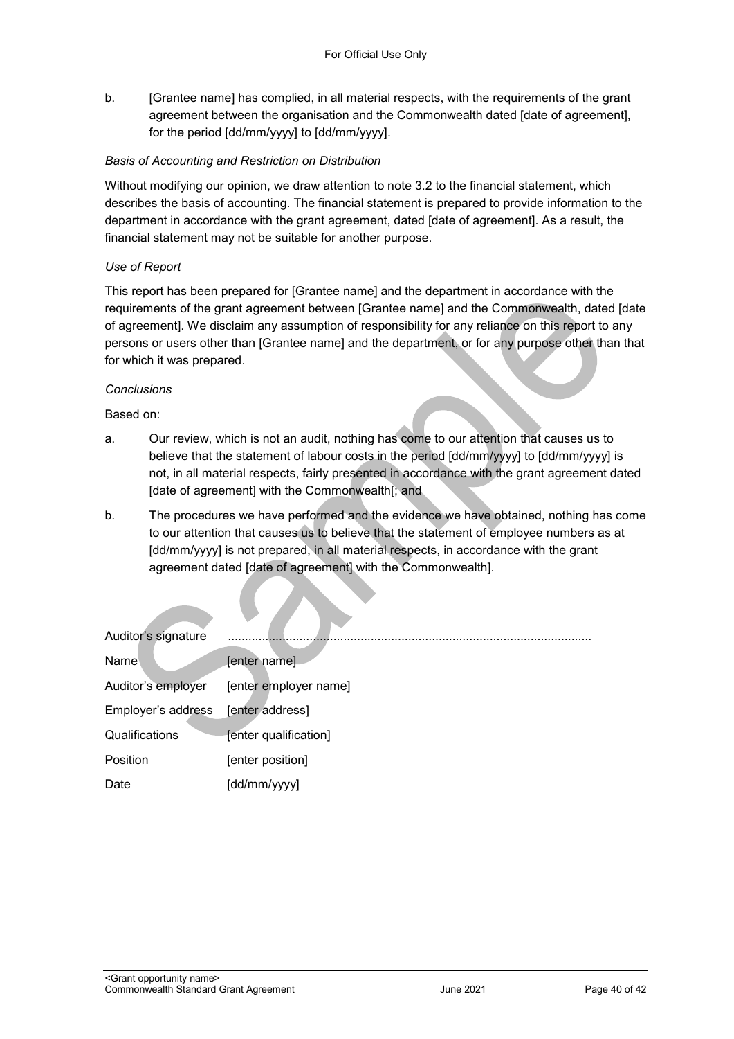b. [Grantee name] has complied, in all material respects, with the requirements of the grant agreement between the organisation and the Commonwealth dated [date of agreement], for the period [dd/mm/yyyy] to [dd/mm/yyyy].

*Basis of Accounting and Restriction on Distribution*

Without modifying our opinion, we draw attention to note 3.2 to the financial statement, which describes the basis of accounting. The financial statement is prepared to provide information to the department in accordance with the grant agreement, dated [date of agreement]. As a result, the financial statement may not be suitable for another purpose.

*Use of Report*

This report has been prepared for [Grantee name] and the department in accordance with the requirements of the grant agreement between [Grantee name] and the Commonwealth, dated [date of agreement]. We disclaim any assumption of responsibility for any reliance on this report to any persons or users other than [Grantee name] and the department, or for any purpose other than that for which it was prepared.

*Conclusions*

Based on:

a. Our review, which is not an audit, nothing has come to our attention that causes us to believe that the statement of labour costs in the period [dd/mm/yyyy] to [dd/mm/yyyy] is not, in all material respects, fairly presented in accordance with the grant agreement dated [date of agreement] with the Commonwealth[; and

b. The procedures we have performed and the evidence we have obtained, nothing has come to our attention that causes us to believe that the statement of employee numbers as at [dd/mm/yyyy] is not prepared, in all material respects, in accordance with the grant agreement dated [date of agreement] with the Commonwealth].

| | |
|---|---|
| Auditor's signature | .......................................................................................................... |
| Name | [enter name] |
| Auditor's employer | [enter employer name] |
| Employer's address | [enter address] |
| Qualifications | [enter qualification] |
| Position | [enter position] |
| Date | [dd/mm/yyyy] |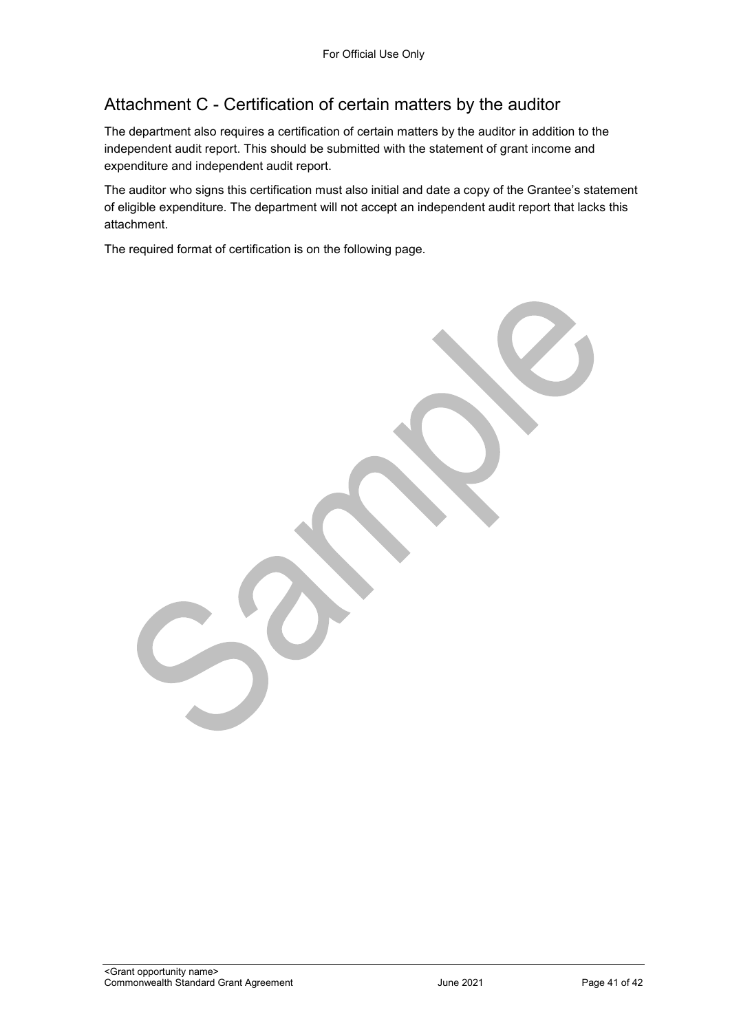## Attachment C - Certification of certain matters by the auditor

The department also requires a certification of certain matters by the auditor in addition to the independent audit report. This should be submitted with the statement of grant income and expenditure and independent audit report.

The auditor who signs this certification must also initial and date a copy of the Grantee's statement of eligible expenditure. The department will not accept an independent audit report that lacks this attachment.

The required format of certification is on the following page.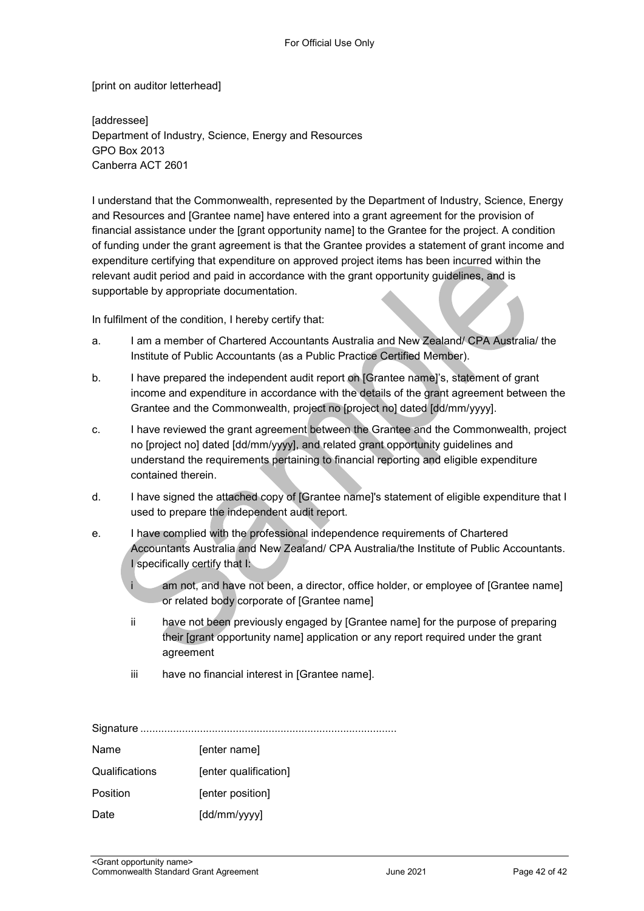[print on auditor letterhead]

[addressee]
Department of Industry, Science, Energy and Resources
GPO Box 2013
Canberra ACT 2601

I understand that the Commonwealth, represented by the Department of Industry, Science, Energy and Resources and [Grantee name] have entered into a grant agreement for the provision of financial assistance under the [grant opportunity name] to the Grantee for the project. A condition of funding under the grant agreement is that the Grantee provides a statement of grant income and expenditure certifying that expenditure on approved project items has been incurred within the relevant audit period and paid in accordance with the grant opportunity guidelines, and is supportable by appropriate documentation.

In fulfilment of the condition, I hereby certify that:

a. I am a member of Chartered Accountants Australia and New Zealand/ CPA Australia/ the Institute of Public Accountants (as a Public Practice Certified Member).

b. I have prepared the independent audit report on [Grantee name]'s, statement of grant income and expenditure in accordance with the details of the grant agreement between the Grantee and the Commonwealth, project no [project no] dated [dd/mm/yyyy].

c. I have reviewed the grant agreement between the Grantee and the Commonwealth, project no [project no] dated [dd/mm/yyyy], and related grant opportunity guidelines and understand the requirements pertaining to financial reporting and eligible expenditure contained therein.

d. I have signed the attached copy of [Grantee name]'s statement of eligible expenditure that I used to prepare the independent audit report.

e. I have complied with the professional independence requirements of Chartered Accountants Australia and New Zealand/ CPA Australia/the Institute of Public Accountants. I specifically certify that I:

   i am not, and have not been, a director, office holder, or employee of [Grantee name] or related body corporate of [Grantee name]

   ii have not been previously engaged by [Grantee name] for the purpose of preparing their [grant opportunity name] application or any report required under the grant agreement

   iii have no financial interest in [Grantee name].

Signature ......................................................................................

| | |
|---|---|
| Name | [enter name] |
| Qualifications | [enter qualification] |
| Position | [enter position] |
| Date | [dd/mm/yyyy] |